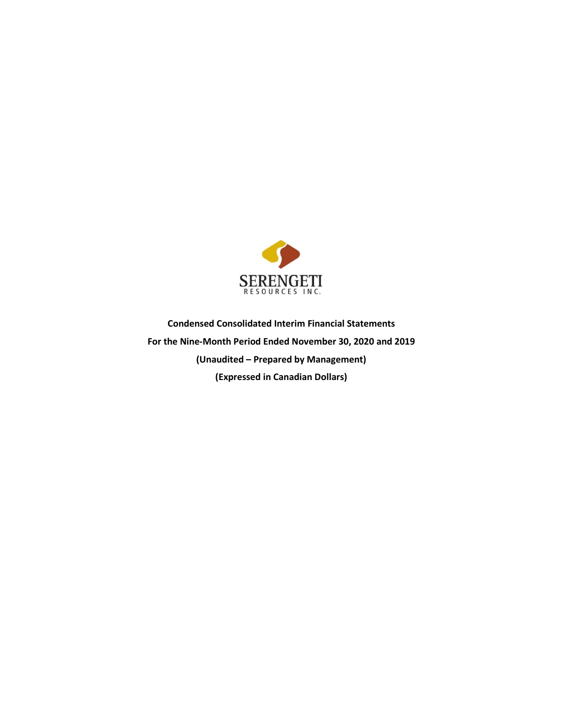SERENGETI

RESOURCES INC.

**Condensed Consolidated Interim Financial Statements**

**For the Nine-Month Period Ended November 30, 2020 and 2019**

**(Unaudited – Prepared by Management)**

**(Expressed in Canadian Dollars)**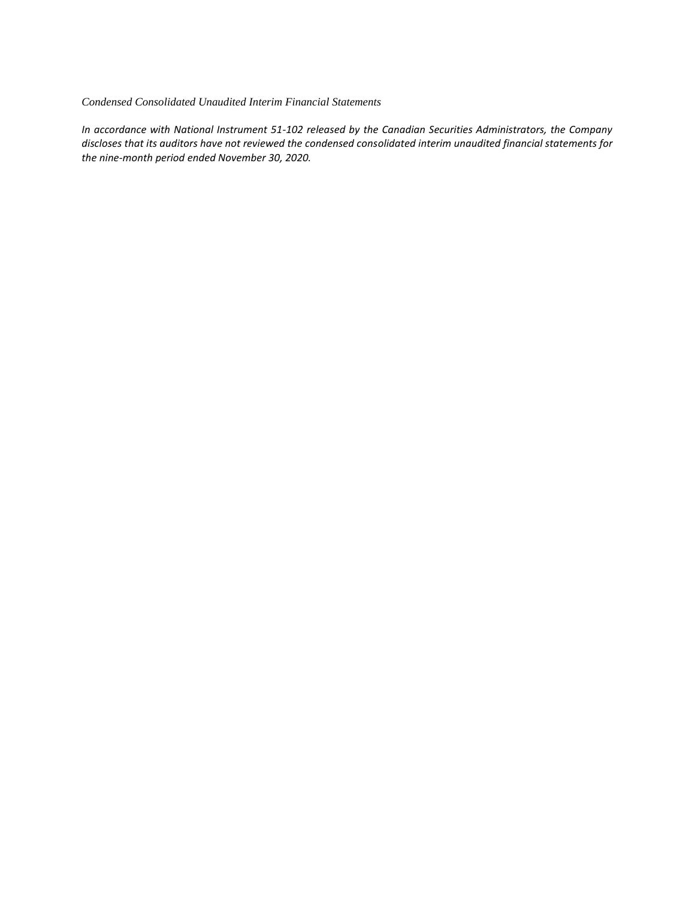*Condensed Consolidated Unaudited Interim Financial Statements*

*In accordance with National Instrument 51-102 released by the Canadian Securities Administrators, the Company discloses that its auditors have not reviewed the condensed consolidated interim unaudited financial statements for the nine-month period ended November 30, 2020.*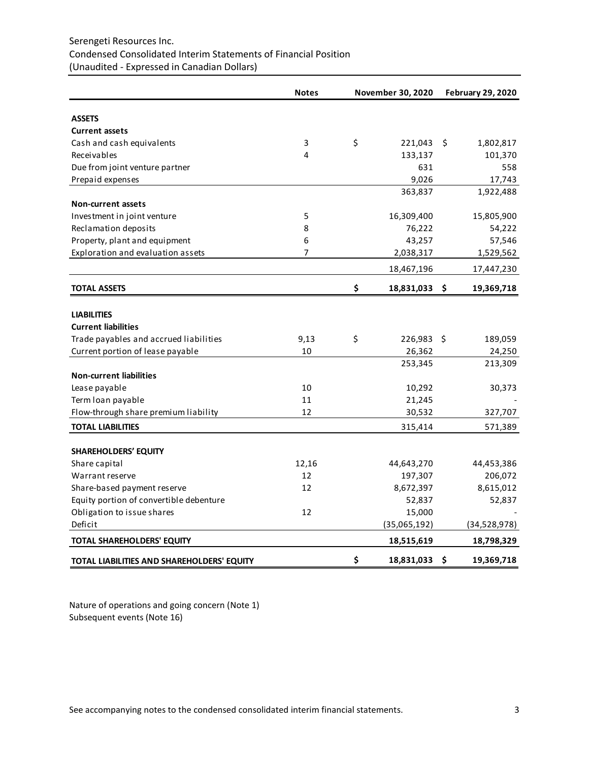Serengeti Resources Inc.
Condensed Consolidated Interim Statements of Financial Position
(Unaudited - Expressed in Canadian Dollars)

| | Notes | November 30, 2020 | February 29, 2020 |
|---|---|---|---|
| **ASSETS** | | | |
| **Current assets** | | | |
| Cash and cash equivalents | 3 | $ 221,043 | $ 1,802,817 |
| Receivables | 4 | 133,137 | 101,370 |
| Due from joint venture partner | | 631 | 558 |
| Prepaid expenses | | 9,026 | 17,743 |
| | | 363,837 | 1,922,488 |
| **Non-current assets** | | | |
| Investment in joint venture | 5 | 16,309,400 | 15,805,900 |
| Reclamation deposits | 8 | 76,222 | 54,222 |
| Property, plant and equipment | 6 | 43,257 | 57,546 |
| Exploration and evaluation assets | 7 | 2,038,317 | 1,529,562 |
| | | 18,467,196 | 17,447,230 |
| **TOTAL ASSETS** | | **$ 18,831,033** | **$ 19,369,718** |
| **LIABILITIES** | | | |
| **Current liabilities** | | | |
| Trade payables and accrued liabilities | 9,13 | $ 226,983 | $ 189,059 |
| Current portion of lease payable | 10 | 26,362 | 24,250 |
| | | 253,345 | 213,309 |
| **Non-current liabilities** | | | |
| Lease payable | 10 | 10,292 | 30,373 |
| Term loan payable | 11 | 21,245 | - |
| Flow-through share premium liability | 12 | 30,532 | 327,707 |
| **TOTAL LIABILITIES** | | 315,414 | 571,389 |
| **SHAREHOLDERS' EQUITY** | | | |
| Share capital | 12,16 | 44,643,270 | 44,453,386 |
| Warrant reserve | 12 | 197,307 | 206,072 |
| Share-based payment reserve | 12 | 8,672,397 | 8,615,012 |
| Equity portion of convertible debenture | | 52,837 | 52,837 |
| Obligation to issue shares | 12 | 15,000 | - |
| Deficit | | (35,065,192) | (34,528,978) |
| **TOTAL SHAREHOLDERS' EQUITY** | | **18,515,619** | **18,798,329** |
| **TOTAL LIABILITIES AND SHAREHOLDERS' EQUITY** | | **$ 18,831,033** | **$ 19,369,718** |

Nature of operations and going concern (Note 1)
Subsequent events (Note 16)

See accompanying notes to the condensed consolidated interim financial statements.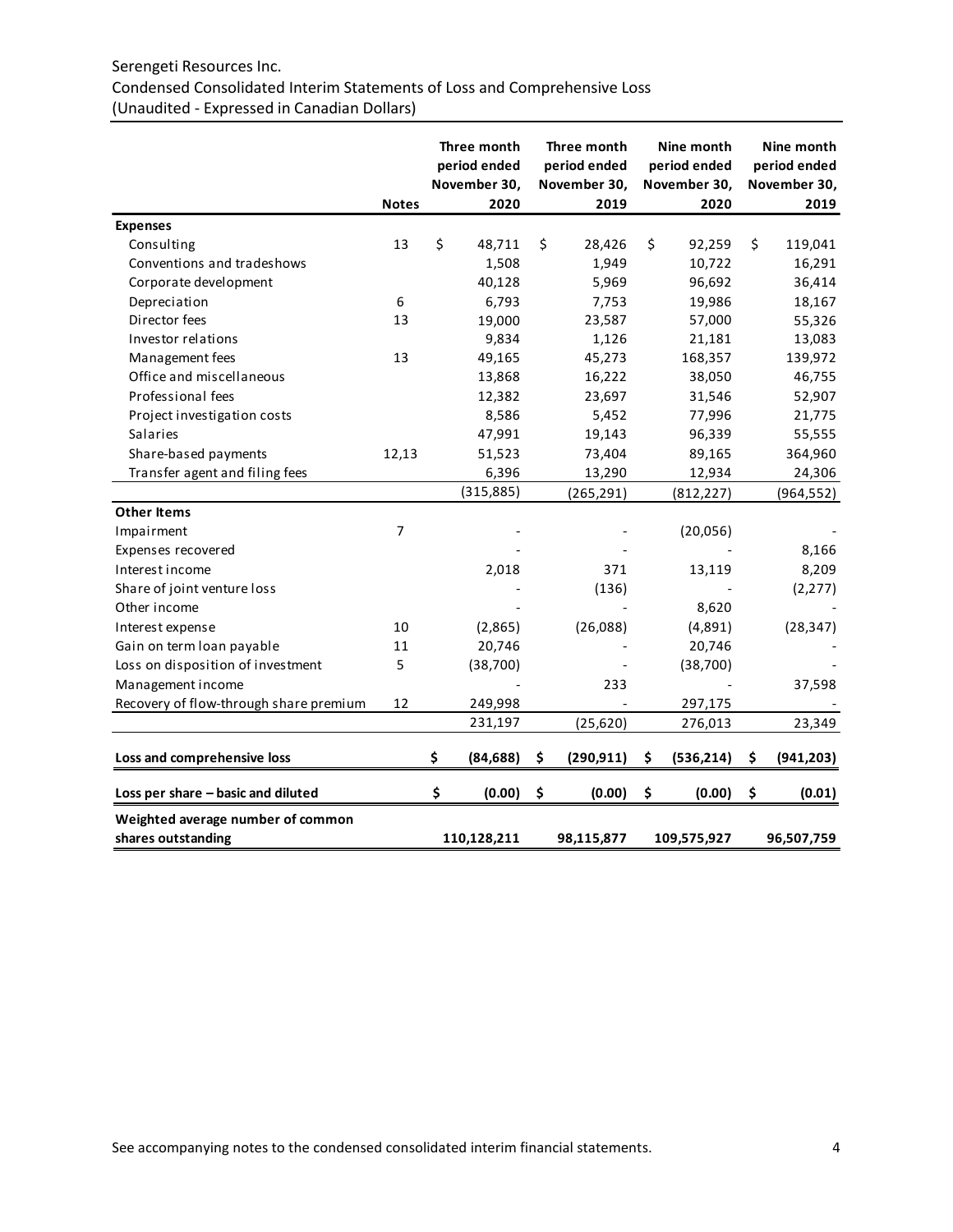Serengeti Resources Inc.
Condensed Consolidated Interim Statements of Loss and Comprehensive Loss
(Unaudited - Expressed in Canadian Dollars)

| | Notes | Three month period ended November 30, 2020 | Three month period ended November 30, 2019 | Nine month period ended November 30, 2020 | Nine month period ended November 30, 2019 |
|---|---|---|---|---|---|
| **Expenses** | | | | | |
| Consulting | 13 | $ 48,711 | $ 28,426 | $ 92,259 | $ 119,041 |
| Conventions and tradeshows | | 1,508 | 1,949 | 10,722 | 16,291 |
| Corporate development | | 40,128 | 5,969 | 96,692 | 36,414 |
| Depreciation | 6 | 6,793 | 7,753 | 19,986 | 18,167 |
| Director fees | 13 | 19,000 | 23,587 | 57,000 | 55,326 |
| Investor relations | | 9,834 | 1,126 | 21,181 | 13,083 |
| Management fees | 13 | 49,165 | 45,273 | 168,357 | 139,972 |
| Office and miscellaneous | | 13,868 | 16,222 | 38,050 | 46,755 |
| Professional fees | | 12,382 | 23,697 | 31,546 | 52,907 |
| Project investigation costs | | 8,586 | 5,452 | 77,996 | 21,775 |
| Salaries | | 47,991 | 19,143 | 96,339 | 55,555 |
| Share-based payments | 12,13 | 51,523 | 73,404 | 89,165 | 364,960 |
| Transfer agent and filing fees | | 6,396 | 13,290 | 12,934 | 24,306 |
| | | (315,885) | (265,291) | (812,227) | (964,552) |
| **Other Items** | | | | | |
| Impairment | 7 | - | - | (20,056) | - |
| Expenses recovered | | - | - | - | 8,166 |
| Interest income | | 2,018 | 371 | 13,119 | 8,209 |
| Share of joint venture loss | | - | (136) | - | (2,277) |
| Other income | | - | - | 8,620 | - |
| Interest expense | 10 | (2,865) | (26,088) | (4,891) | (28,347) |
| Gain on term loan payable | 11 | 20,746 | - | 20,746 | - |
| Loss on disposition of investment | 5 | (38,700) | - | (38,700) | - |
| Management income | | - | 233 | - | 37,598 |
| Recovery of flow-through share premium | 12 | 249,998 | - | 297,175 | - |
| | | 231,197 | (25,620) | 276,013 | 23,349 |
| **Loss and comprehensive loss** | | **$ (84,688)** | **$ (290,911)** | **$ (536,214)** | **$ (941,203)** |
| **Loss per share – basic and diluted** | | **$ (0.00)** | **$ (0.00)** | **$ (0.00)** | **$ (0.01)** |
| **Weighted average number of common shares outstanding** | | **110,128,211** | **98,115,877** | **109,575,927** | **96,507,759** |

See accompanying notes to the condensed consolidated interim financial statements.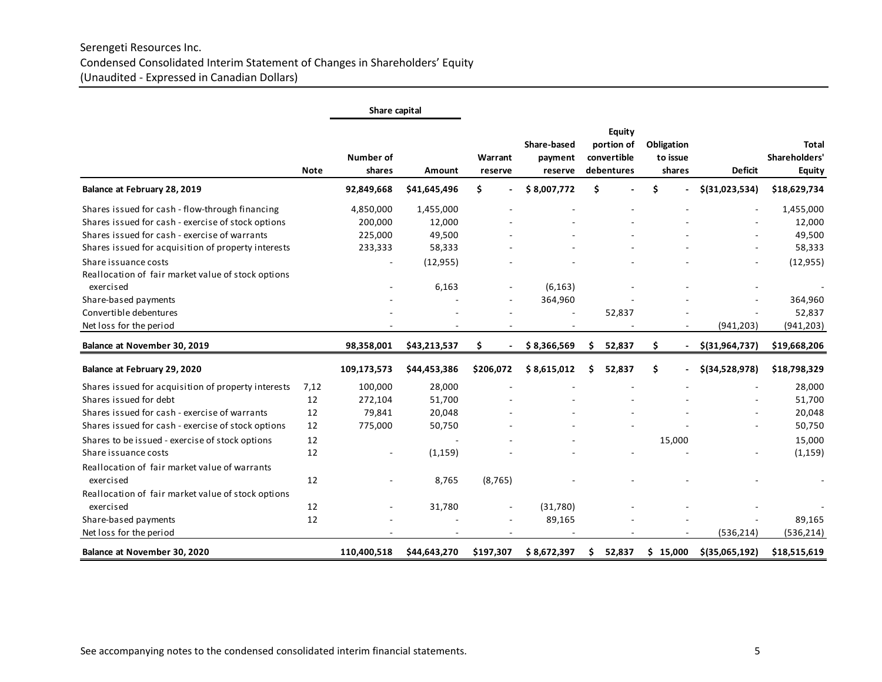Serengeti Resources Inc.
Condensed Consolidated Interim Statement of Changes in Shareholders' Equity
(Unaudited - Expressed in Canadian Dollars)

| | | Share capital | | | | | | | |
|---|---|---|---|---|---|---|---|---|---|
| | Note | Number of shares | Amount | Warrant reserve | Share-based payment reserve | Equity portion of convertible debentures | Obligation to issue shares | Deficit | Total Shareholders' Equity |
| **Balance at February 28, 2019** | | **92,849,668** | **$41,645,496** | **$ -** | **$ 8,007,772** | **$ -** | **$ -** | **$(31,023,534)** | **$18,629,734** |
| Shares issued for cash - flow-through financing | | 4,850,000 | 1,455,000 | - | - | - | - | - | 1,455,000 |
| Shares issued for cash - exercise of stock options | | 200,000 | 12,000 | - | - | - | - | - | 12,000 |
| Shares issued for cash - exercise of warrants | | 225,000 | 49,500 | - | - | - | - | - | 49,500 |
| Shares issued for acquisition of property interests | | 233,333 | 58,333 | - | - | - | - | - | 58,333 |
| Share issuance costs | | - | (12,955) | - | - | - | - | - | (12,955) |
| Reallocation of fair market value of stock options exercised | | - | 6,163 | - | (6,163) | - | - | - | - |
| Share-based payments | | - | - | - | 364,960 | - | - | - | 364,960 |
| Convertible debentures | | - | - | - | - | 52,837 | - | - | 52,837 |
| Net loss for the period | | - | - | - | - | - | - | (941,203) | (941,203) |
| **Balance at November 30, 2019** | | **98,358,001** | **$43,213,537** | **$ -** | **$ 8,366,569** | **$ 52,837** | **$ -** | **$(31,964,737)** | **$19,668,206** |
| **Balance at February 29, 2020** | | **109,173,573** | **$44,453,386** | **$206,072** | **$ 8,615,012** | **$ 52,837** | **$ -** | **$(34,528,978)** | **$18,798,329** |
| Shares issued for acquisition of property interests | 7,12 | 100,000 | 28,000 | - | - | - | - | - | 28,000 |
| Shares issued for debt | 12 | 272,104 | 51,700 | - | - | - | - | - | 51,700 |
| Shares issued for cash - exercise of warrants | 12 | 79,841 | 20,048 | - | - | - | - | - | 20,048 |
| Shares issued for cash - exercise of stock options | 12 | 775,000 | 50,750 | - | - | - | - | - | 50,750 |
| Shares to be issued - exercise of stock options | 12 | | - | - | - | | 15,000 | | 15,000 |
| Share issuance costs | 12 | - | (1,159) | - | - | - | - | - | (1,159) |
| Reallocation of fair market value of warrants exercised | 12 | - | 8,765 | (8,765) | - | - | - | - | - |
| Reallocation of fair market value of stock options exercised | 12 | - | 31,780 | - | (31,780) | - | - | - | - |
| Share-based payments | 12 | - | - | - | 89,165 | - | - | - | 89,165 |
| Net loss for the period | | - | - | - | - | - | - | (536,214) | (536,214) |
| **Balance at November 30, 2020** | | **110,400,518** | **$44,643,270** | **$197,307** | **$ 8,672,397** | **$ 52,837** | **$ 15,000** | **$(35,065,192)** | **$18,515,619** |

See accompanying notes to the condensed consolidated interim financial statements.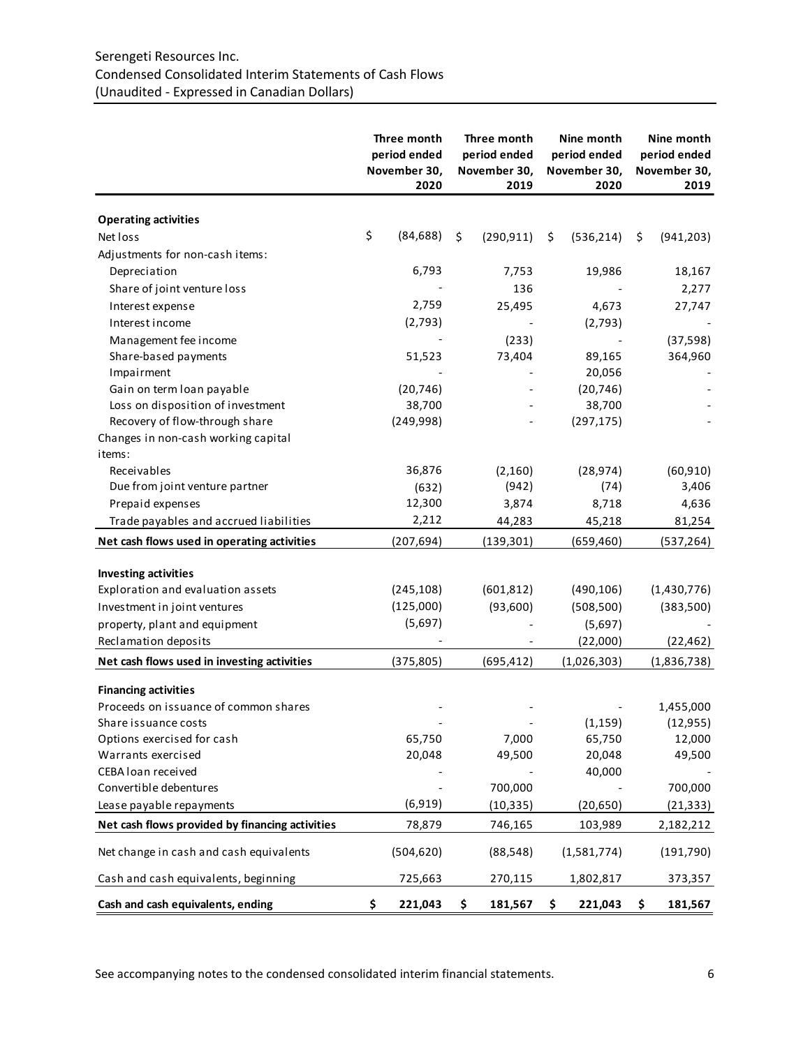Serengeti Resources Inc.
Condensed Consolidated Interim Statements of Cash Flows
(Unaudited - Expressed in Canadian Dollars)

| | Three month period ended November 30, 2020 | Three month period ended November 30, 2019 | Nine month period ended November 30, 2020 | Nine month period ended November 30, 2019 |
|---|---|---|---|---|
| **Operating activities** | | | | |
| Net loss | $ (84,688) | $ (290,911) | $ (536,214) | $ (941,203) |
| Adjustments for non-cash items: | | | | |
| Depreciation | 6,793 | 7,753 | 19,986 | 18,167 |
| Share of joint venture loss | - | 136 | - | 2,277 |
| Interest expense | 2,759 | 25,495 | 4,673 | 27,747 |
| Interest income | (2,793) | - | (2,793) | - |
| Management fee income | - | (233) | - | (37,598) |
| Share-based payments | 51,523 | 73,404 | 89,165 | 364,960 |
| Impairment | - | - | 20,056 | - |
| Gain on term loan payable | (20,746) | - | (20,746) | - |
| Loss on disposition of investment | 38,700 | - | 38,700 | - |
| Recovery of flow-through share | (249,998) | - | (297,175) | - |
| Changes in non-cash working capital items: | | | | |
| Receivables | 36,876 | (2,160) | (28,974) | (60,910) |
| Due from joint venture partner | (632) | (942) | (74) | 3,406 |
| Prepaid expenses | 12,300 | 3,874 | 8,718 | 4,636 |
| Trade payables and accrued liabilities | 2,212 | 44,283 | 45,218 | 81,254 |
| **Net cash flows used in operating activities** | (207,694) | (139,301) | (659,460) | (537,264) |
| **Investing activities** | | | | |
| Exploration and evaluation assets | (245,108) | (601,812) | (490,106) | (1,430,776) |
| Investment in joint ventures | (125,000) | (93,600) | (508,500) | (383,500) |
| property, plant and equipment | (5,697) | - | (5,697) | - |
| Reclamation deposits | - | - | (22,000) | (22,462) |
| **Net cash flows used in investing activities** | (375,805) | (695,412) | (1,026,303) | (1,836,738) |
| **Financing activities** | | | | |
| Proceeds on issuance of common shares | - | - | - | 1,455,000 |
| Share issuance costs | - | - | (1,159) | (12,955) |
| Options exercised for cash | 65,750 | 7,000 | 65,750 | 12,000 |
| Warrants exercised | 20,048 | 49,500 | 20,048 | 49,500 |
| CEBA loan received | - | - | 40,000 | - |
| Convertible debentures | - | 700,000 | - | 700,000 |
| Lease payable repayments | (6,919) | (10,335) | (20,650) | (21,333) |
| **Net cash flows provided by financing activities** | 78,879 | 746,165 | 103,989 | 2,182,212 |
| Net change in cash and cash equivalents | (504,620) | (88,548) | (1,581,774) | (191,790) |
| Cash and cash equivalents, beginning | 725,663 | 270,115 | 1,802,817 | 373,357 |
| **Cash and cash equivalents, ending** | **$ 221,043** | **$ 181,567** | **$ 221,043** | **$ 181,567** |

See accompanying notes to the condensed consolidated interim financial statements.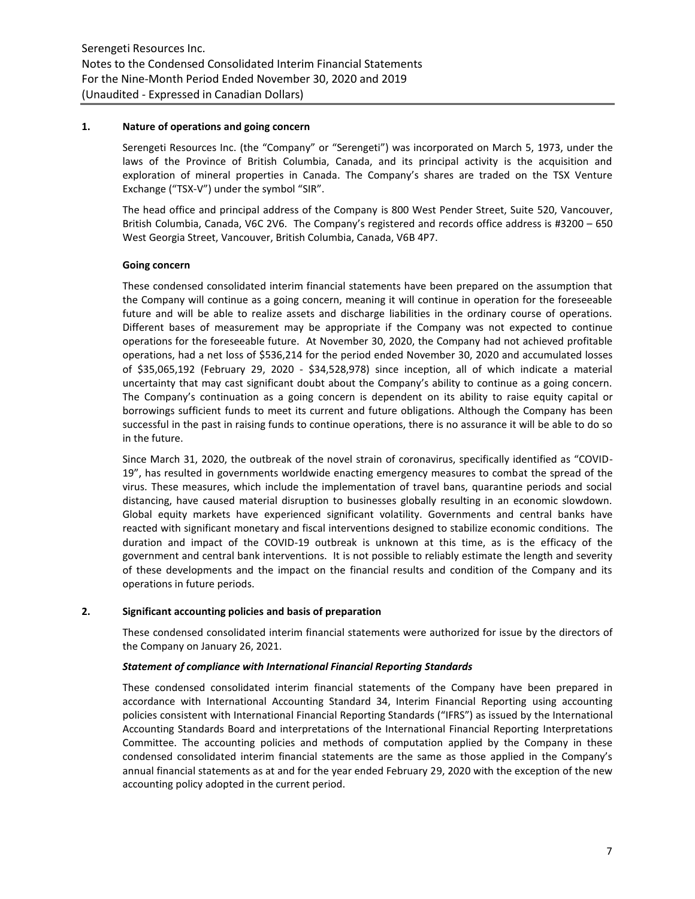## 1. Nature of operations and going concern

Serengeti Resources Inc. (the "Company" or "Serengeti") was incorporated on March 5, 1973, under the laws of the Province of British Columbia, Canada, and its principal activity is the acquisition and exploration of mineral properties in Canada. The Company's shares are traded on the TSX Venture Exchange ("TSX-V") under the symbol "SIR".

The head office and principal address of the Company is 800 West Pender Street, Suite 520, Vancouver, British Columbia, Canada, V6C 2V6. The Company's registered and records office address is #3200 – 650 West Georgia Street, Vancouver, British Columbia, Canada, V6B 4P7.

### Going concern

These condensed consolidated interim financial statements have been prepared on the assumption that the Company will continue as a going concern, meaning it will continue in operation for the foreseeable future and will be able to realize assets and discharge liabilities in the ordinary course of operations. Different bases of measurement may be appropriate if the Company was not expected to continue operations for the foreseeable future. At November 30, 2020, the Company had not achieved profitable operations, had a net loss of $536,214 for the period ended November 30, 2020 and accumulated losses of $35,065,192 (February 29, 2020 - $34,528,978) since inception, all of which indicate a material uncertainty that may cast significant doubt about the Company's ability to continue as a going concern. The Company's continuation as a going concern is dependent on its ability to raise equity capital or borrowings sufficient funds to meet its current and future obligations. Although the Company has been successful in the past in raising funds to continue operations, there is no assurance it will be able to do so in the future.

Since March 31, 2020, the outbreak of the novel strain of coronavirus, specifically identified as "COVID-19", has resulted in governments worldwide enacting emergency measures to combat the spread of the virus. These measures, which include the implementation of travel bans, quarantine periods and social distancing, have caused material disruption to businesses globally resulting in an economic slowdown. Global equity markets have experienced significant volatility. Governments and central banks have reacted with significant monetary and fiscal interventions designed to stabilize economic conditions. The duration and impact of the COVID-19 outbreak is unknown at this time, as is the efficacy of the government and central bank interventions. It is not possible to reliably estimate the length and severity of these developments and the impact on the financial results and condition of the Company and its operations in future periods.

## 2. Significant accounting policies and basis of preparation

These condensed consolidated interim financial statements were authorized for issue by the directors of the Company on January 26, 2021.

### *Statement of compliance with International Financial Reporting Standards*

These condensed consolidated interim financial statements of the Company have been prepared in accordance with International Accounting Standard 34, Interim Financial Reporting using accounting policies consistent with International Financial Reporting Standards ("IFRS") as issued by the International Accounting Standards Board and interpretations of the International Financial Reporting Interpretations Committee. The accounting policies and methods of computation applied by the Company in these condensed consolidated interim financial statements are the same as those applied in the Company's annual financial statements as at and for the year ended February 29, 2020 with the exception of the new accounting policy adopted in the current period.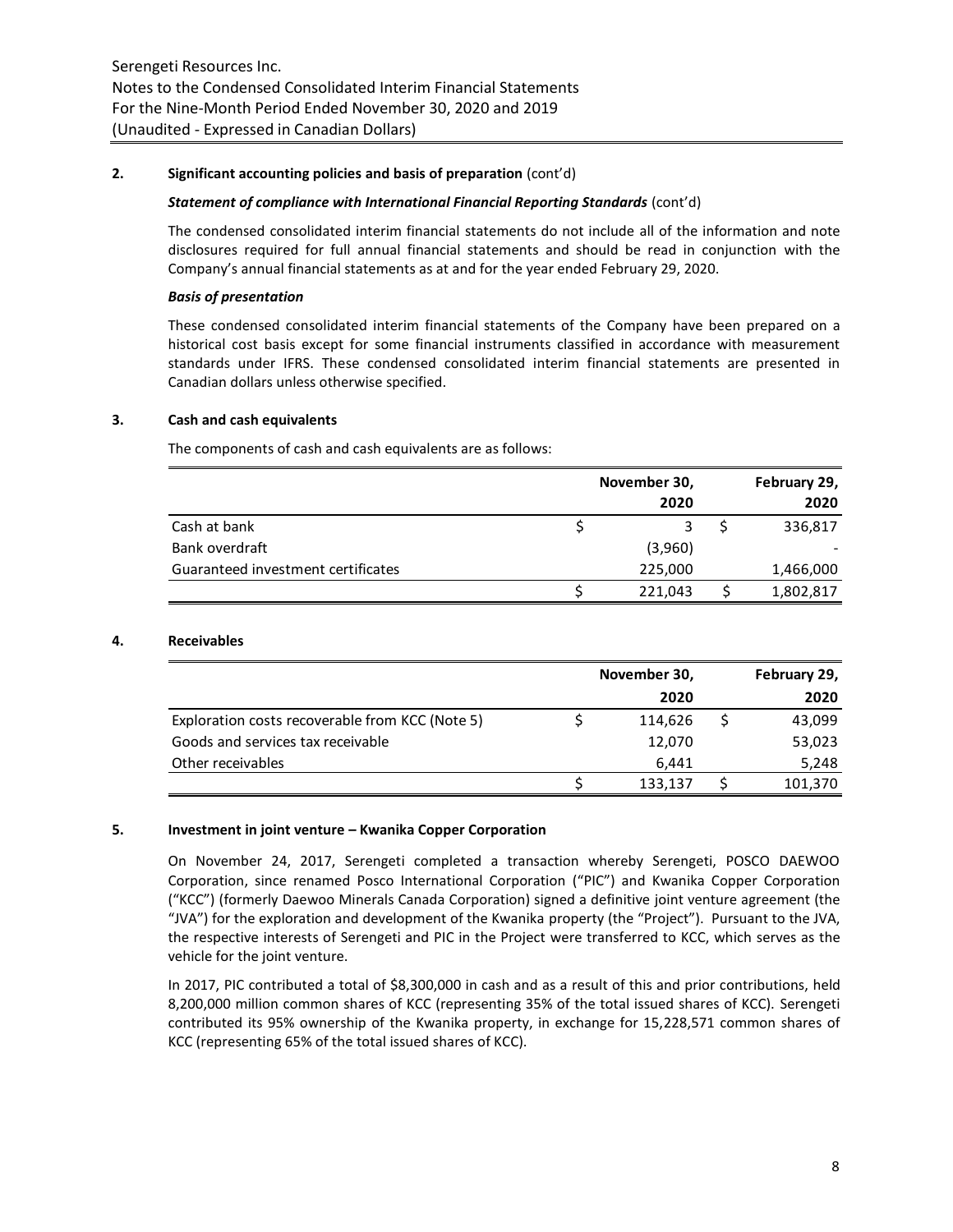## 2. Significant accounting policies and basis of preparation (cont'd)

### *Statement of compliance with International Financial Reporting Standards* (cont'd)

The condensed consolidated interim financial statements do not include all of the information and note disclosures required for full annual financial statements and should be read in conjunction with the Company's annual financial statements as at and for the year ended February 29, 2020.

### *Basis of presentation*

These condensed consolidated interim financial statements of the Company have been prepared on a historical cost basis except for some financial instruments classified in accordance with measurement standards under IFRS. These condensed consolidated interim financial statements are presented in Canadian dollars unless otherwise specified.

## 3. Cash and cash equivalents

The components of cash and cash equivalents are as follows:

| | November 30, 2020 | February 29, 2020 |
|---|---|---|
| Cash at bank | $ 3 | $ 336,817 |
| Bank overdraft | (3,960) | - |
| Guaranteed investment certificates | 225,000 | 1,466,000 |
| | $ 221,043 | $ 1,802,817 |

## 4. Receivables

| | November 30, 2020 | February 29, 2020 |
|---|---|---|
| Exploration costs recoverable from KCC (Note 5) | $ 114,626 | $ 43,099 |
| Goods and services tax receivable | 12,070 | 53,023 |
| Other receivables | 6,441 | 5,248 |
| | $ 133,137 | $ 101,370 |

## 5. Investment in joint venture – Kwanika Copper Corporation

On November 24, 2017, Serengeti completed a transaction whereby Serengeti, POSCO DAEWOO Corporation, since renamed Posco International Corporation ("PIC") and Kwanika Copper Corporation ("KCC") (formerly Daewoo Minerals Canada Corporation) signed a definitive joint venture agreement (the "JVA") for the exploration and development of the Kwanika property (the "Project"). Pursuant to the JVA, the respective interests of Serengeti and PIC in the Project were transferred to KCC, which serves as the vehicle for the joint venture.

In 2017, PIC contributed a total of $8,300,000 in cash and as a result of this and prior contributions, held 8,200,000 million common shares of KCC (representing 35% of the total issued shares of KCC). Serengeti contributed its 95% ownership of the Kwanika property, in exchange for 15,228,571 common shares of KCC (representing 65% of the total issued shares of KCC).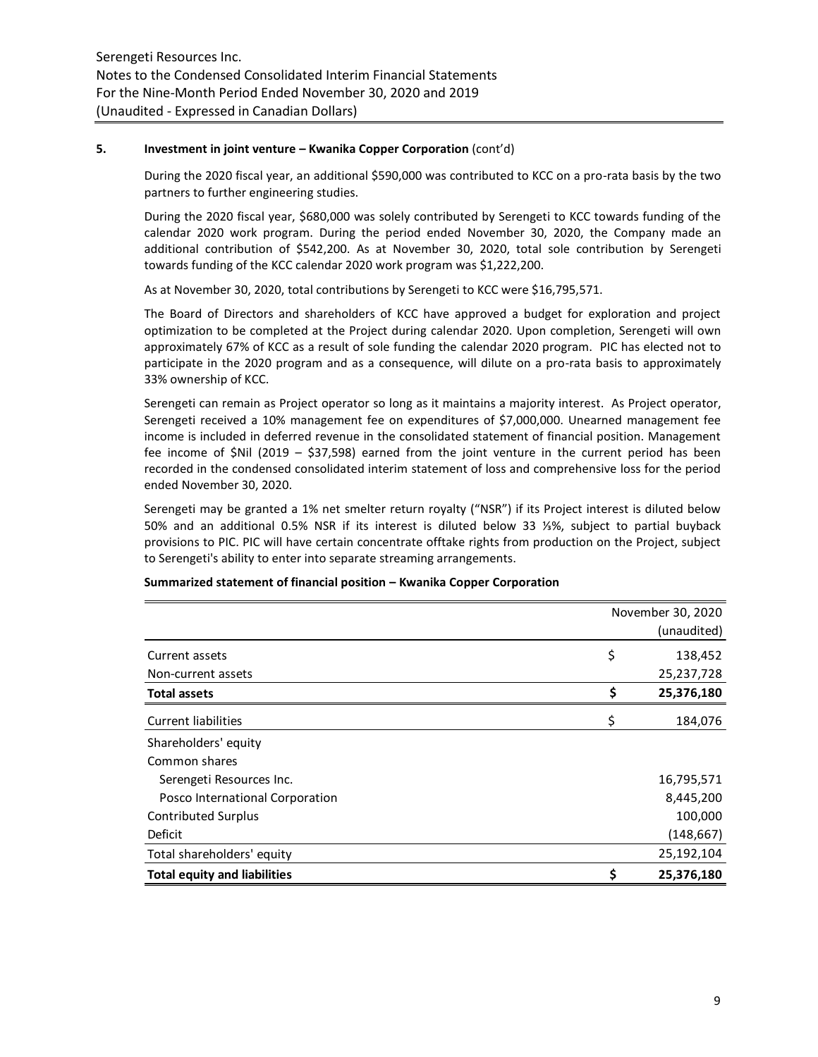### 5. Investment in joint venture – Kwanika Copper Corporation (cont'd)

During the 2020 fiscal year, an additional $590,000 was contributed to KCC on a pro-rata basis by the two partners to further engineering studies.

During the 2020 fiscal year, $680,000 was solely contributed by Serengeti to KCC towards funding of the calendar 2020 work program. During the period ended November 30, 2020, the Company made an additional contribution of $542,200. As at November 30, 2020, total sole contribution by Serengeti towards funding of the KCC calendar 2020 work program was $1,222,200.

As at November 30, 2020, total contributions by Serengeti to KCC were $16,795,571.

The Board of Directors and shareholders of KCC have approved a budget for exploration and project optimization to be completed at the Project during calendar 2020. Upon completion, Serengeti will own approximately 67% of KCC as a result of sole funding the calendar 2020 program. PIC has elected not to participate in the 2020 program and as a consequence, will dilute on a pro-rata basis to approximately 33% ownership of KCC.

Serengeti can remain as Project operator so long as it maintains a majority interest. As Project operator, Serengeti received a 10% management fee on expenditures of $7,000,000. Unearned management fee income is included in deferred revenue in the consolidated statement of financial position. Management fee income of $Nil (2019 – $37,598) earned from the joint venture in the current period has been recorded in the condensed consolidated interim statement of loss and comprehensive loss for the period ended November 30, 2020.

Serengeti may be granted a 1% net smelter return royalty ("NSR") if its Project interest is diluted below 50% and an additional 0.5% NSR if its interest is diluted below 33 ⅓%, subject to partial buyback provisions to PIC. PIC will have certain concentrate offtake rights from production on the Project, subject to Serengeti's ability to enter into separate streaming arrangements.

**Summarized statement of financial position – Kwanika Copper Corporation**

| | November 30, 2020 (unaudited) |
|---|---|
| Current assets | $ 138,452 |
| Non-current assets | 25,237,728 |
| **Total assets** | **$ 25,376,180** |
| Current liabilities | $ 184,076 |
| Shareholders' equity | |
| Common shares | |
| Serengeti Resources Inc. | 16,795,571 |
| Posco International Corporation | 8,445,200 |
| Contributed Surplus | 100,000 |
| Deficit | (148,667) |
| Total shareholders' equity | 25,192,104 |
| **Total equity and liabilities** | **$ 25,376,180** |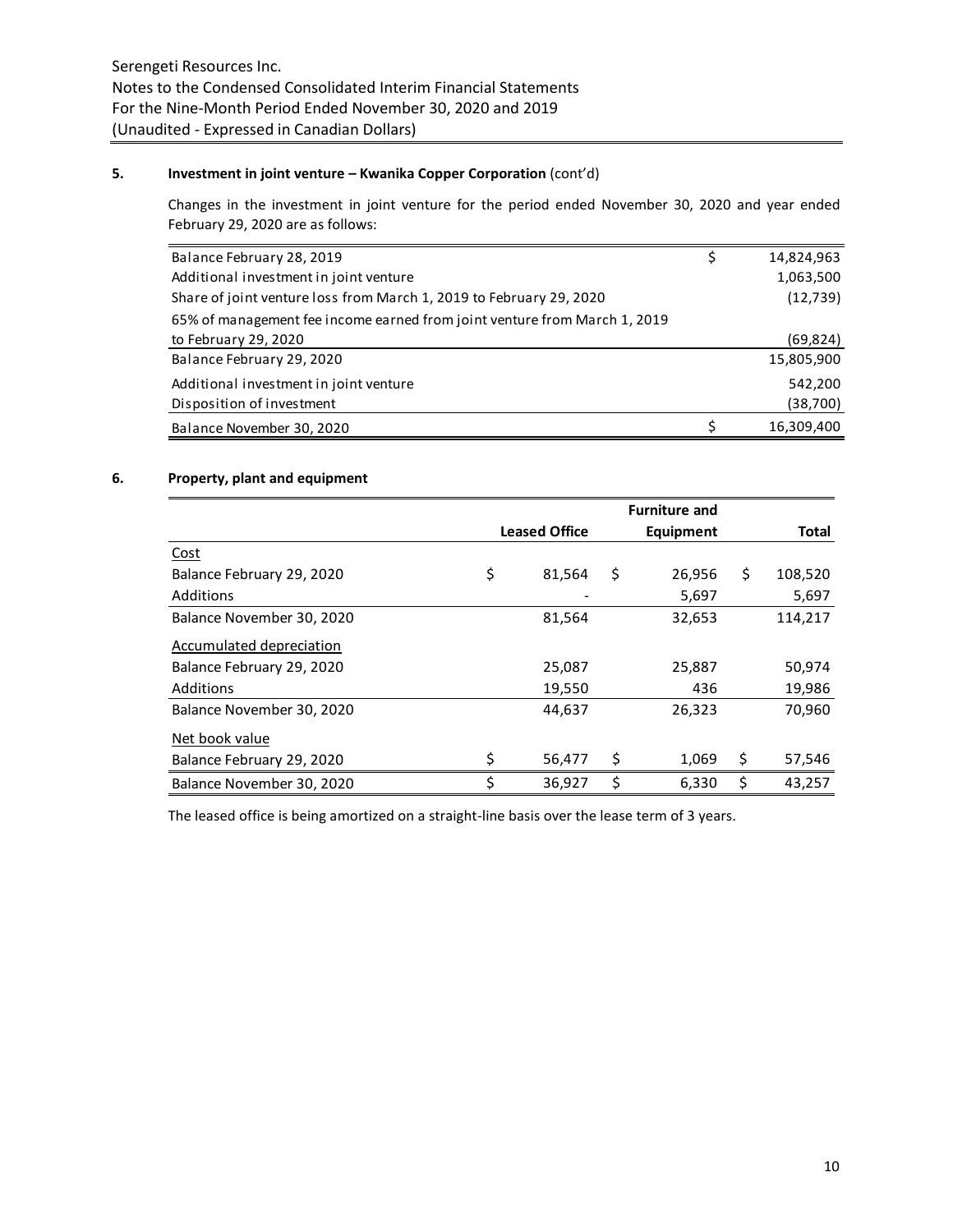### 5. Investment in joint venture – Kwanika Copper Corporation (cont'd)

Changes in the investment in joint venture for the period ended November 30, 2020 and year ended February 29, 2020 are as follows:

| | | |
|---|---|---|
| Balance February 28, 2019 | $ | 14,824,963 |
| Additional investment in joint venture | | 1,063,500 |
| Share of joint venture loss from March 1, 2019 to February 29, 2020 | | (12,739) |
| 65% of management fee income earned from joint venture from March 1, 2019 to February 29, 2020 | | (69,824) |
| Balance February 29, 2020 | | 15,805,900 |
| Additional investment in joint venture | | 542,200 |
| Disposition of investment | | (38,700) |
| Balance November 30, 2020 | $ | 16,309,400 |

### 6. Property, plant and equipment

| | Leased Office | Furniture and Equipment | Total |
|---|---|---|---|
| Cost | | | |
| Balance February 29, 2020 | $ 81,564 | $ 26,956 | $ 108,520 |
| Additions | - | 5,697 | 5,697 |
| Balance November 30, 2020 | 81,564 | 32,653 | 114,217 |
| Accumulated depreciation | | | |
| Balance February 29, 2020 | 25,087 | 25,887 | 50,974 |
| Additions | 19,550 | 436 | 19,986 |
| Balance November 30, 2020 | 44,637 | 26,323 | 70,960 |
| Net book value | | | |
| Balance February 29, 2020 | $ 56,477 | $ 1,069 | $ 57,546 |
| Balance November 30, 2020 | $ 36,927 | $ 6,330 | $ 43,257 |

The leased office is being amortized on a straight-line basis over the lease term of 3 years.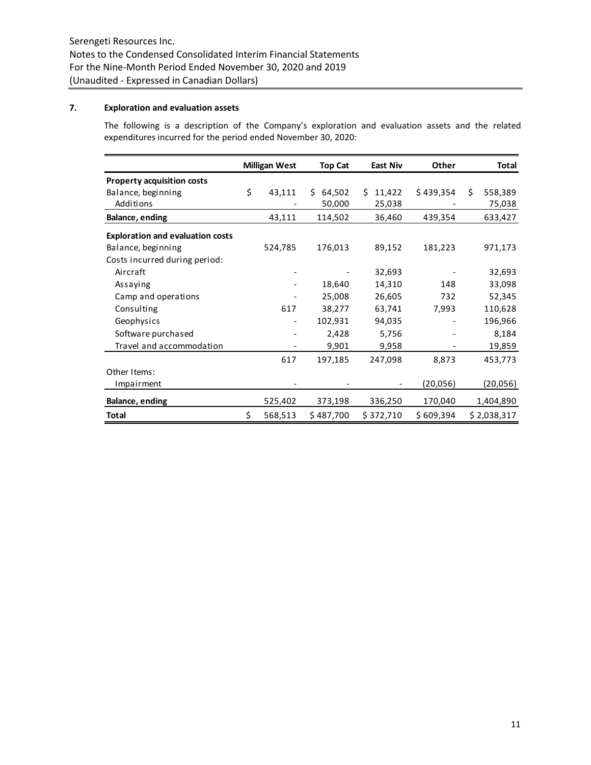Serengeti Resources Inc.
Notes to the Condensed Consolidated Interim Financial Statements
For the Nine-Month Period Ended November 30, 2020 and 2019
(Unaudited - Expressed in Canadian Dollars)

## 7. Exploration and evaluation assets

The following is a description of the Company's exploration and evaluation assets and the related expenditures incurred for the period ended November 30, 2020:

| | Milligan West | Top Cat | East Niv | Other | Total |
|---|---|---|---|---|---|
| **Property acquisition costs** | | | | | |
| Balance, beginning | $ 43,111 | $ 64,502 | $ 11,422 | $ 439,354 | $ 558,389 |
| Additions | - | 50,000 | 25,038 | - | 75,038 |
| **Balance, ending** | 43,111 | 114,502 | 36,460 | 439,354 | 633,427 |
| **Exploration and evaluation costs** | | | | | |
| Balance, beginning | 524,785 | 176,013 | 89,152 | 181,223 | 971,173 |
| Costs incurred during period: | | | | | |
| Aircraft | - | - | 32,693 | - | 32,693 |
| Assaying | - | 18,640 | 14,310 | 148 | 33,098 |
| Camp and operations | - | 25,008 | 26,605 | 732 | 52,345 |
| Consulting | 617 | 38,277 | 63,741 | 7,993 | 110,628 |
| Geophysics | - | 102,931 | 94,035 | - | 196,966 |
| Software purchased | - | 2,428 | 5,756 | - | 8,184 |
| Travel and accommodation | - | 9,901 | 9,958 | - | 19,859 |
| | 617 | 197,185 | 247,098 | 8,873 | 453,773 |
| Other Items: | | | | | |
| Impairment | - | - | - | (20,056) | (20,056) |
| **Balance, ending** | 525,402 | 373,198 | 336,250 | 170,040 | 1,404,890 |
| **Total** | $ 568,513 | $ 487,700 | $ 372,710 | $ 609,394 | $ 2,038,317 |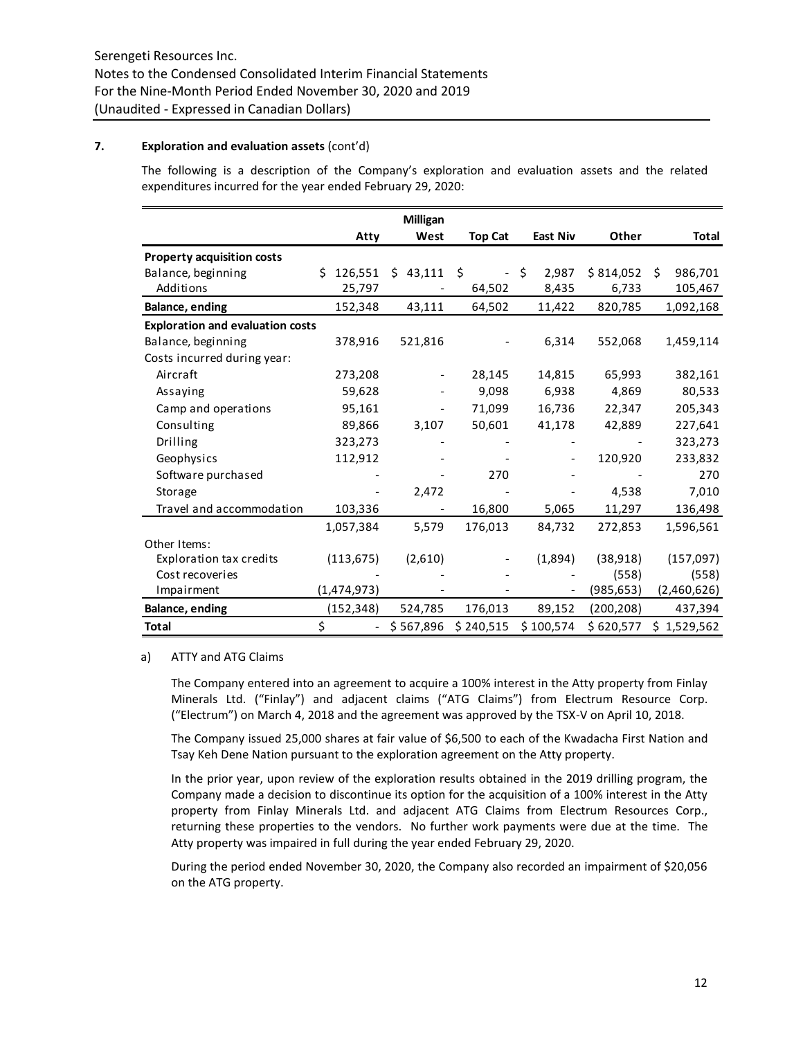Serengeti Resources Inc.
Notes to the Condensed Consolidated Interim Financial Statements
For the Nine-Month Period Ended November 30, 2020 and 2019
(Unaudited - Expressed in Canadian Dollars)

**7. Exploration and evaluation assets** (cont'd)

The following is a description of the Company's exploration and evaluation assets and the related expenditures incurred for the year ended February 29, 2020:

| | Atty | Milligan West | Top Cat | East Niv | Other | Total |
|---|---|---|---|---|---|---|
| **Property acquisition costs** | | | | | | |
| Balance, beginning | $ 126,551 | $ 43,111 | $ - | $ 2,987 | $ 814,052 | $ 986,701 |
| Additions | 25,797 | - | 64,502 | 8,435 | 6,733 | 105,467 |
| **Balance, ending** | 152,348 | 43,111 | 64,502 | 11,422 | 820,785 | 1,092,168 |
| **Exploration and evaluation costs** | | | | | | |
| Balance, beginning | 378,916 | 521,816 | - | 6,314 | 552,068 | 1,459,114 |
| Costs incurred during year: | | | | | | |
| Aircraft | 273,208 | - | 28,145 | 14,815 | 65,993 | 382,161 |
| Assaying | 59,628 | - | 9,098 | 6,938 | 4,869 | 80,533 |
| Camp and operations | 95,161 | - | 71,099 | 16,736 | 22,347 | 205,343 |
| Consulting | 89,866 | 3,107 | 50,601 | 41,178 | 42,889 | 227,641 |
| Drilling | 323,273 | - | - | - | - | 323,273 |
| Geophysics | 112,912 | - | - | - | 120,920 | 233,832 |
| Software purchased | - | - | 270 | - | - | 270 |
| Storage | - | 2,472 | - | - | 4,538 | 7,010 |
| Travel and accommodation | 103,336 | - | 16,800 | 5,065 | 11,297 | 136,498 |
| | 1,057,384 | 5,579 | 176,013 | 84,732 | 272,853 | 1,596,561 |
| Other Items: | | | | | | |
| Exploration tax credits | (113,675) | (2,610) | - | (1,894) | (38,918) | (157,097) |
| Cost recoveries | - | - | - | - | (558) | (558) |
| Impairment | (1,474,973) | - | - | - | (985,653) | (2,460,626) |
| **Balance, ending** | (152,348) | 524,785 | 176,013 | 89,152 | (200,208) | 437,394 |
| **Total** | $ - | $ 567,896 | $ 240,515 | $ 100,574 | $ 620,577 | $ 1,529,562 |

a) ATTY and ATG Claims

The Company entered into an agreement to acquire a 100% interest in the Atty property from Finlay Minerals Ltd. ("Finlay") and adjacent claims ("ATG Claims") from Electrum Resource Corp. ("Electrum") on March 4, 2018 and the agreement was approved by the TSX-V on April 10, 2018.

The Company issued 25,000 shares at fair value of $6,500 to each of the Kwadacha First Nation and Tsay Keh Dene Nation pursuant to the exploration agreement on the Atty property.

In the prior year, upon review of the exploration results obtained in the 2019 drilling program, the Company made a decision to discontinue its option for the acquisition of a 100% interest in the Atty property from Finlay Minerals Ltd. and adjacent ATG Claims from Electrum Resources Corp., returning these properties to the vendors. No further work payments were due at the time. The Atty property was impaired in full during the year ended February 29, 2020.

During the period ended November 30, 2020, the Company also recorded an impairment of $20,056 on the ATG property.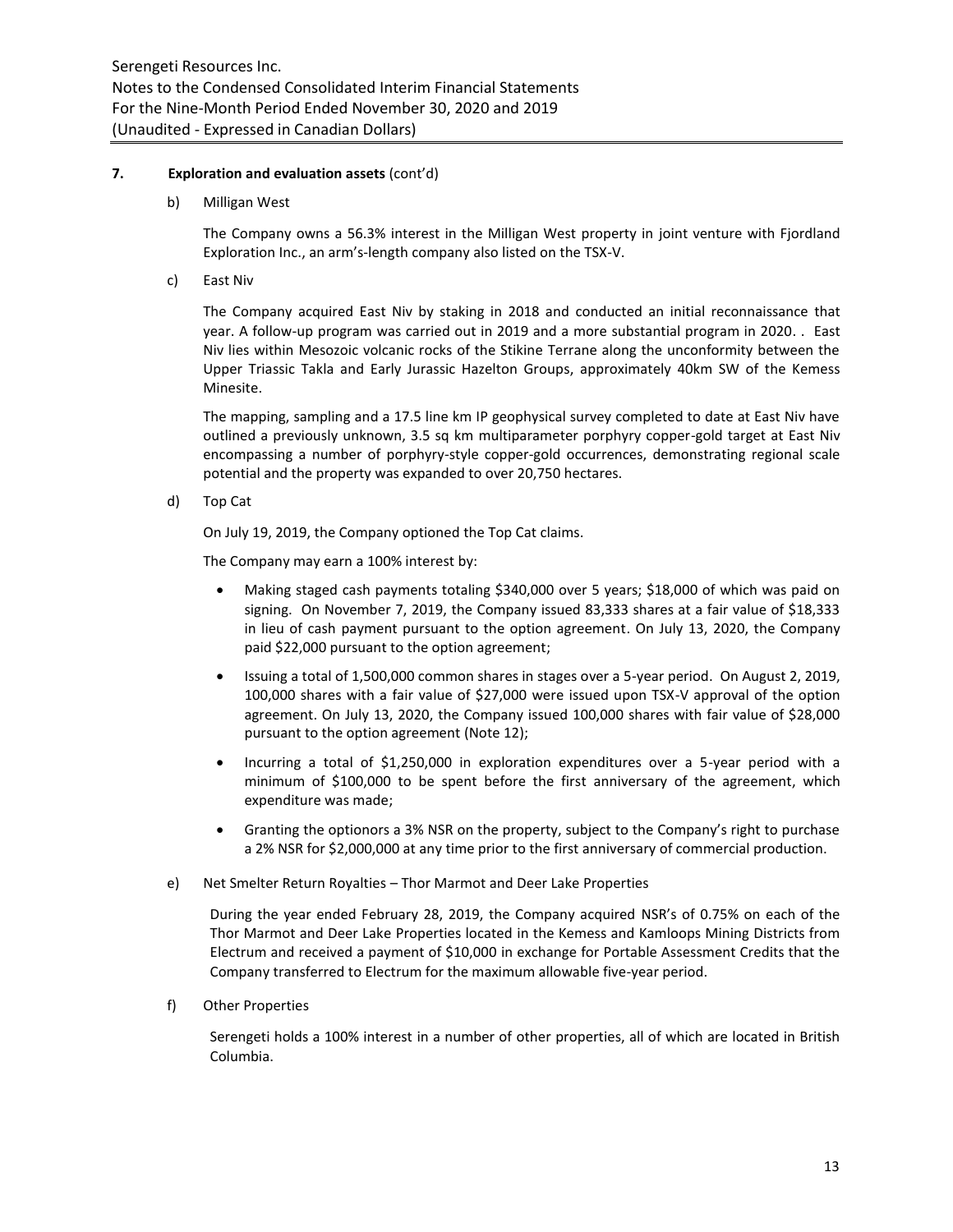## 7. Exploration and evaluation assets (cont'd)

b) Milligan West

The Company owns a 56.3% interest in the Milligan West property in joint venture with Fjordland Exploration Inc., an arm's-length company also listed on the TSX-V.

c) East Niv

The Company acquired East Niv by staking in 2018 and conducted an initial reconnaissance that year. A follow-up program was carried out in 2019 and a more substantial program in 2020. . East Niv lies within Mesozoic volcanic rocks of the Stikine Terrane along the unconformity between the Upper Triassic Takla and Early Jurassic Hazelton Groups, approximately 40km SW of the Kemess Minesite.

The mapping, sampling and a 17.5 line km IP geophysical survey completed to date at East Niv have outlined a previously unknown, 3.5 sq km multiparameter porphyry copper-gold target at East Niv encompassing a number of porphyry-style copper-gold occurrences, demonstrating regional scale potential and the property was expanded to over 20,750 hectares.

d) Top Cat

On July 19, 2019, the Company optioned the Top Cat claims.

The Company may earn a 100% interest by:

- Making staged cash payments totaling $340,000 over 5 years; $18,000 of which was paid on signing. On November 7, 2019, the Company issued 83,333 shares at a fair value of $18,333 in lieu of cash payment pursuant to the option agreement. On July 13, 2020, the Company paid $22,000 pursuant to the option agreement;
- Issuing a total of 1,500,000 common shares in stages over a 5-year period. On August 2, 2019, 100,000 shares with a fair value of $27,000 were issued upon TSX-V approval of the option agreement. On July 13, 2020, the Company issued 100,000 shares with fair value of $28,000 pursuant to the option agreement (Note 12);
- Incurring a total of $1,250,000 in exploration expenditures over a 5-year period with a minimum of $100,000 to be spent before the first anniversary of the agreement, which expenditure was made;
- Granting the optionors a 3% NSR on the property, subject to the Company's right to purchase a 2% NSR for $2,000,000 at any time prior to the first anniversary of commercial production.

e) Net Smelter Return Royalties – Thor Marmot and Deer Lake Properties

During the year ended February 28, 2019, the Company acquired NSR's of 0.75% on each of the Thor Marmot and Deer Lake Properties located in the Kemess and Kamloops Mining Districts from Electrum and received a payment of $10,000 in exchange for Portable Assessment Credits that the Company transferred to Electrum for the maximum allowable five-year period.

f) Other Properties

Serengeti holds a 100% interest in a number of other properties, all of which are located in British Columbia.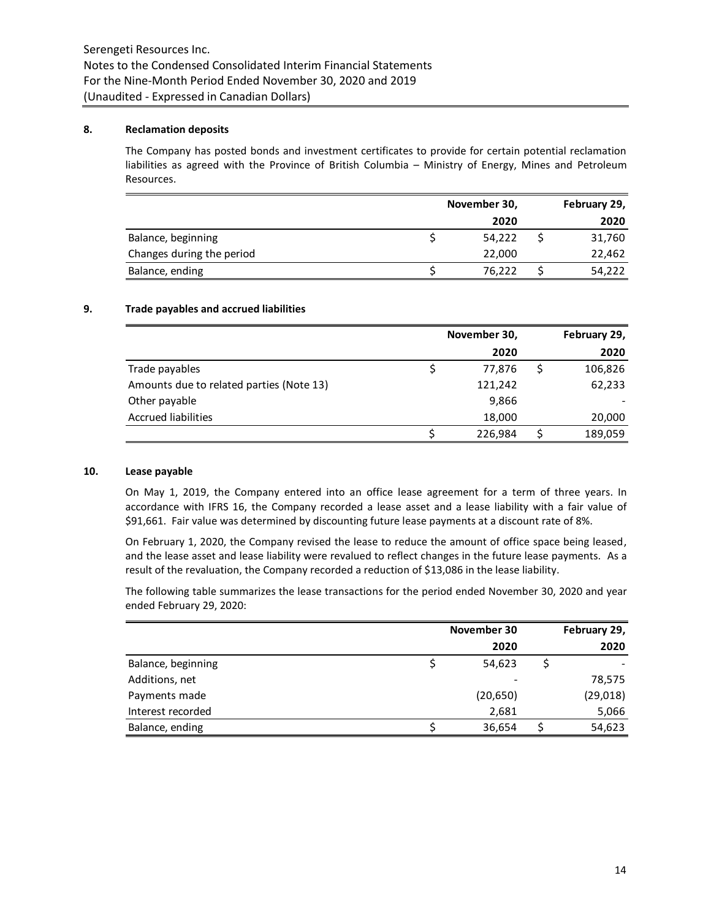## 8. Reclamation deposits

The Company has posted bonds and investment certificates to provide for certain potential reclamation liabilities as agreed with the Province of British Columbia – Ministry of Energy, Mines and Petroleum Resources.

| | November 30, 2020 | February 29, 2020 |
|---|---|---|
| Balance, beginning | $ 54,222 | $ 31,760 |
| Changes during the period | 22,000 | 22,462 |
| Balance, ending | $ 76,222 | $ 54,222 |

## 9. Trade payables and accrued liabilities

| | November 30, 2020 | February 29, 2020 |
|---|---|---|
| Trade payables | $ 77,876 | $ 106,826 |
| Amounts due to related parties (Note 13) | 121,242 | 62,233 |
| Other payable | 9,866 | - |
| Accrued liabilities | 18,000 | 20,000 |
| | $ 226,984 | $ 189,059 |

## 10. Lease payable

On May 1, 2019, the Company entered into an office lease agreement for a term of three years. In accordance with IFRS 16, the Company recorded a lease asset and a lease liability with a fair value of $91,661. Fair value was determined by discounting future lease payments at a discount rate of 8%.

On February 1, 2020, the Company revised the lease to reduce the amount of office space being leased, and the lease asset and lease liability were revalued to reflect changes in the future lease payments. As a result of the revaluation, the Company recorded a reduction of $13,086 in the lease liability.

The following table summarizes the lease transactions for the period ended November 30, 2020 and year ended February 29, 2020:

| | November 30 2020 | February 29, 2020 |
|---|---|---|
| Balance, beginning | $ 54,623 | $ - |
| Additions, net | - | 78,575 |
| Payments made | (20,650) | (29,018) |
| Interest recorded | 2,681 | 5,066 |
| Balance, ending | $ 36,654 | $ 54,623 |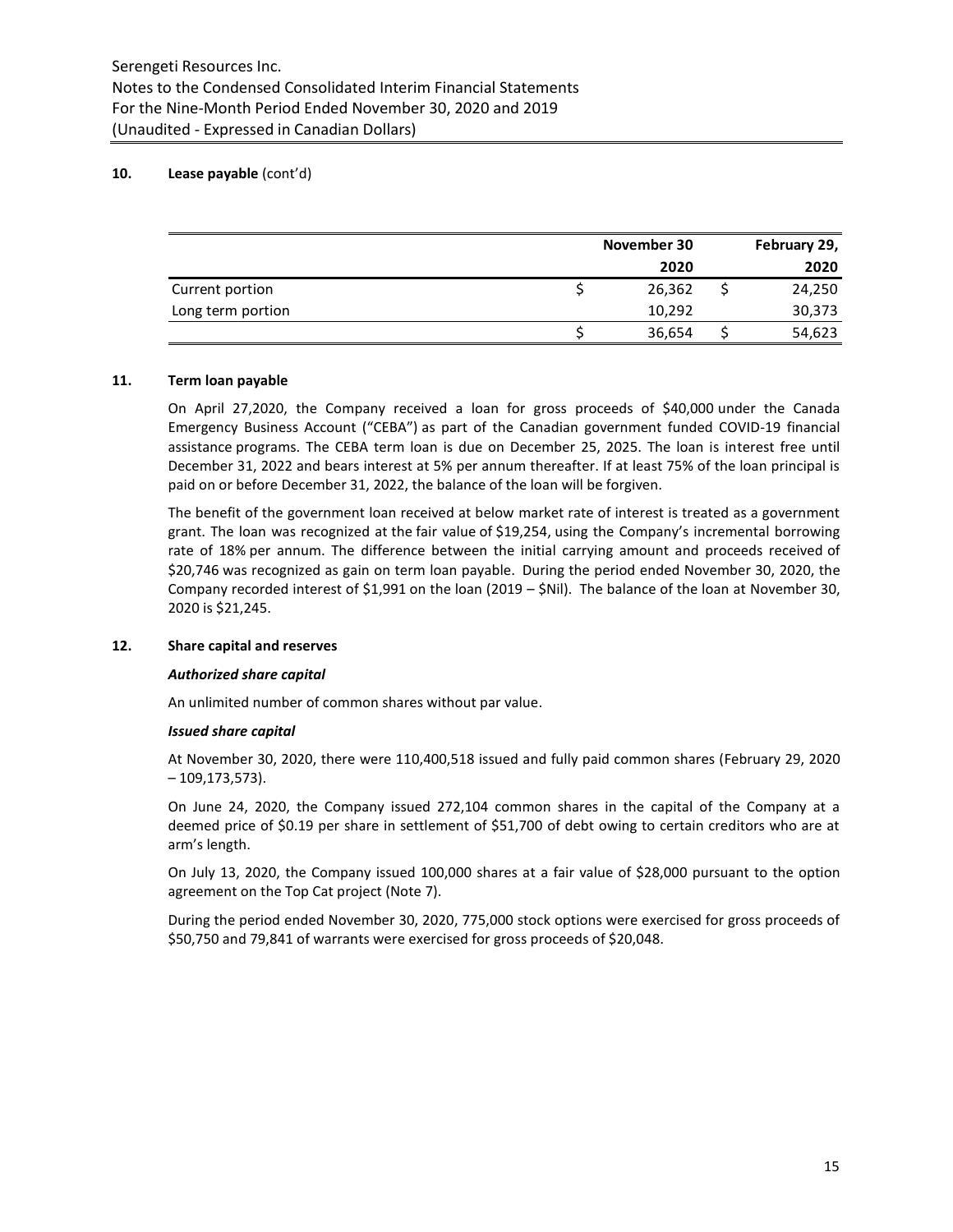## 10. Lease payable (cont'd)

| | November 30 2020 | February 29, 2020 |
|---|---|---|
| Current portion | $ 26,362 | $ 24,250 |
| Long term portion | 10,292 | 30,373 |
| | $ 36,654 | $ 54,623 |

## 11. Term loan payable

On April 27,2020, the Company received a loan for gross proceeds of $40,000 under the Canada Emergency Business Account ("CEBA") as part of the Canadian government funded COVID-19 financial assistance programs. The CEBA term loan is due on December 25, 2025. The loan is interest free until December 31, 2022 and bears interest at 5% per annum thereafter. If at least 75% of the loan principal is paid on or before December 31, 2022, the balance of the loan will be forgiven.

The benefit of the government loan received at below market rate of interest is treated as a government grant. The loan was recognized at the fair value of $19,254, using the Company's incremental borrowing rate of 18% per annum. The difference between the initial carrying amount and proceeds received of $20,746 was recognized as gain on term loan payable. During the period ended November 30, 2020, the Company recorded interest of $1,991 on the loan (2019 – $Nil). The balance of the loan at November 30, 2020 is $21,245.

## 12. Share capital and reserves

***Authorized share capital***

An unlimited number of common shares without par value.

***Issued share capital***

At November 30, 2020, there were 110,400,518 issued and fully paid common shares (February 29, 2020 – 109,173,573).

On June 24, 2020, the Company issued 272,104 common shares in the capital of the Company at a deemed price of $0.19 per share in settlement of $51,700 of debt owing to certain creditors who are at arm's length.

On July 13, 2020, the Company issued 100,000 shares at a fair value of $28,000 pursuant to the option agreement on the Top Cat project (Note 7).

During the period ended November 30, 2020, 775,000 stock options were exercised for gross proceeds of $50,750 and 79,841 of warrants were exercised for gross proceeds of $20,048.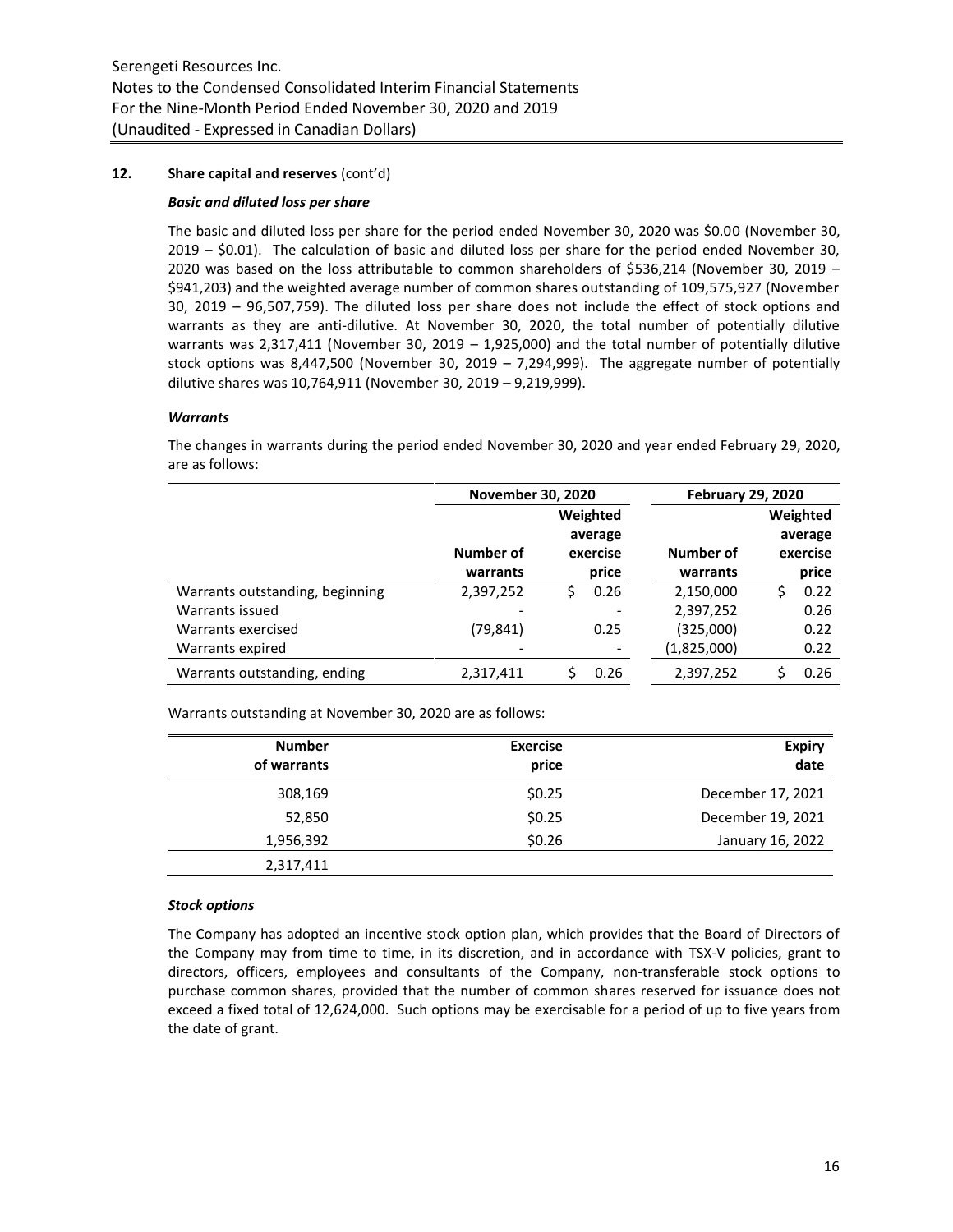## 12. Share capital and reserves (cont'd)

### *Basic and diluted loss per share*

The basic and diluted loss per share for the period ended November 30, 2020 was $0.00 (November 30, 2019 – $0.01). The calculation of basic and diluted loss per share for the period ended November 30, 2020 was based on the loss attributable to common shareholders of $536,214 (November 30, 2019 – $941,203) and the weighted average number of common shares outstanding of 109,575,927 (November 30, 2019 – 96,507,759). The diluted loss per share does not include the effect of stock options and warrants as they are anti-dilutive. At November 30, 2020, the total number of potentially dilutive warrants was 2,317,411 (November 30, 2019 – 1,925,000) and the total number of potentially dilutive stock options was 8,447,500 (November 30, 2019 – 7,294,999). The aggregate number of potentially dilutive shares was 10,764,911 (November 30, 2019 – 9,219,999).

### *Warrants*

The changes in warrants during the period ended November 30, 2020 and year ended February 29, 2020, are as follows:

| | November 30, 2020 | | February 29, 2020 | |
|---|---|---|---|---|
| | Number of warrants | Weighted average exercise price | Number of warrants | Weighted average exercise price |
| Warrants outstanding, beginning | 2,397,252 | $ 0.26 | 2,150,000 | $ 0.22 |
| Warrants issued | - | - | 2,397,252 | 0.26 |
| Warrants exercised | (79,841) | 0.25 | (325,000) | 0.22 |
| Warrants expired | - | - | (1,825,000) | 0.22 |
| Warrants outstanding, ending | 2,317,411 | $ 0.26 | 2,397,252 | $ 0.26 |

Warrants outstanding at November 30, 2020 are as follows:

| Number of warrants | Exercise price | Expiry date |
|---|---|---|
| 308,169 | $0.25 | December 17, 2021 |
| 52,850 | $0.25 | December 19, 2021 |
| 1,956,392 | $0.26 | January 16, 2022 |
| 2,317,411 | | |

### *Stock options*

The Company has adopted an incentive stock option plan, which provides that the Board of Directors of the Company may from time to time, in its discretion, and in accordance with TSX-V policies, grant to directors, officers, employees and consultants of the Company, non-transferable stock options to purchase common shares, provided that the number of common shares reserved for issuance does not exceed a fixed total of 12,624,000. Such options may be exercisable for a period of up to five years from the date of grant.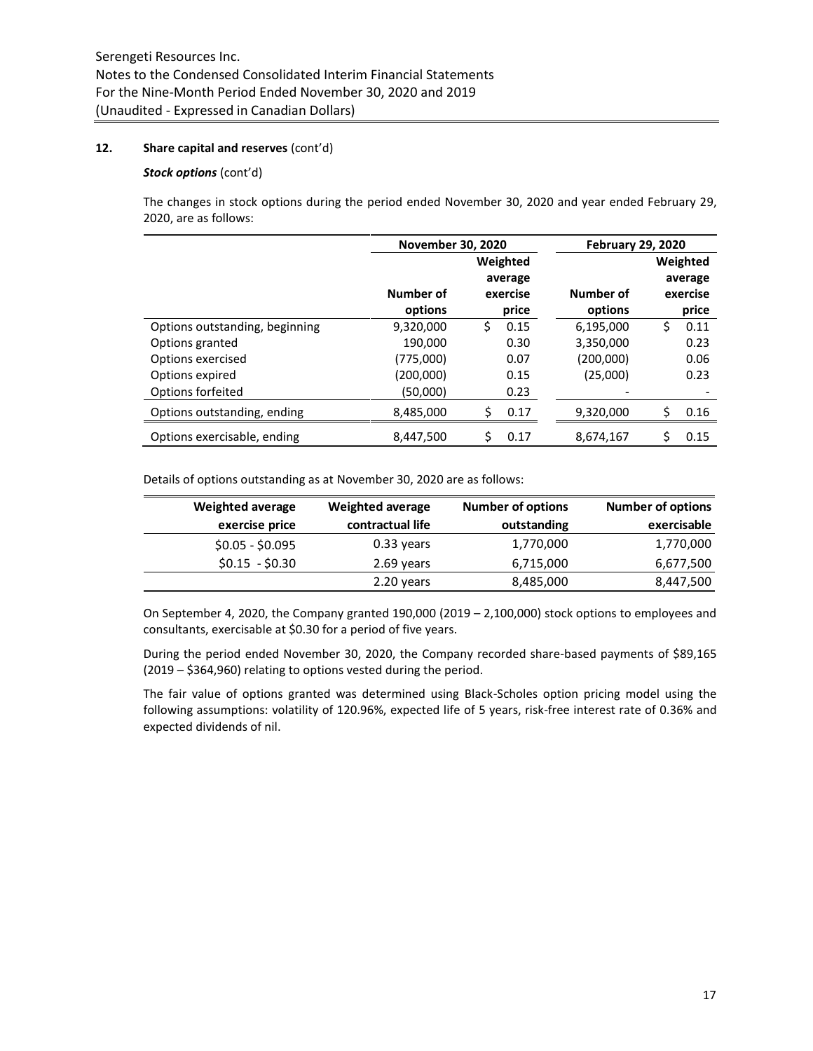## 12. Share capital and reserves (cont'd)

### *Stock options* (cont'd)

The changes in stock options during the period ended November 30, 2020 and year ended February 29, 2020, are as follows:

| | November 30, 2020 | | February 29, 2020 | |
|---|---|---|---|---|
| | Number of options | Weighted average exercise price | Number of options | Weighted average exercise price |
| Options outstanding, beginning | 9,320,000 | $ 0.15 | 6,195,000 | $ 0.11 |
| Options granted | 190,000 | 0.30 | 3,350,000 | 0.23 |
| Options exercised | (775,000) | 0.07 | (200,000) | 0.06 |
| Options expired | (200,000) | 0.15 | (25,000) | 0.23 |
| Options forfeited | (50,000) | 0.23 | - | - |
| Options outstanding, ending | 8,485,000 | $ 0.17 | 9,320,000 | $ 0.16 |
| Options exercisable, ending | 8,447,500 | $ 0.17 | 8,674,167 | $ 0.15 |

Details of options outstanding as at November 30, 2020 are as follows:

| Weighted average exercise price | Weighted average contractual life | Number of options outstanding | Number of options exercisable |
|---|---|---|---|
| $0.05 - $0.095 | 0.33 years | 1,770,000 | 1,770,000 |
| $0.15 - $0.30 | 2.69 years | 6,715,000 | 6,677,500 |
| | 2.20 years | 8,485,000 | 8,447,500 |

On September 4, 2020, the Company granted 190,000 (2019 – 2,100,000) stock options to employees and consultants, exercisable at $0.30 for a period of five years.

During the period ended November 30, 2020, the Company recorded share-based payments of $89,165 (2019 – $364,960) relating to options vested during the period.

The fair value of options granted was determined using Black-Scholes option pricing model using the following assumptions: volatility of 120.96%, expected life of 5 years, risk-free interest rate of 0.36% and expected dividends of nil.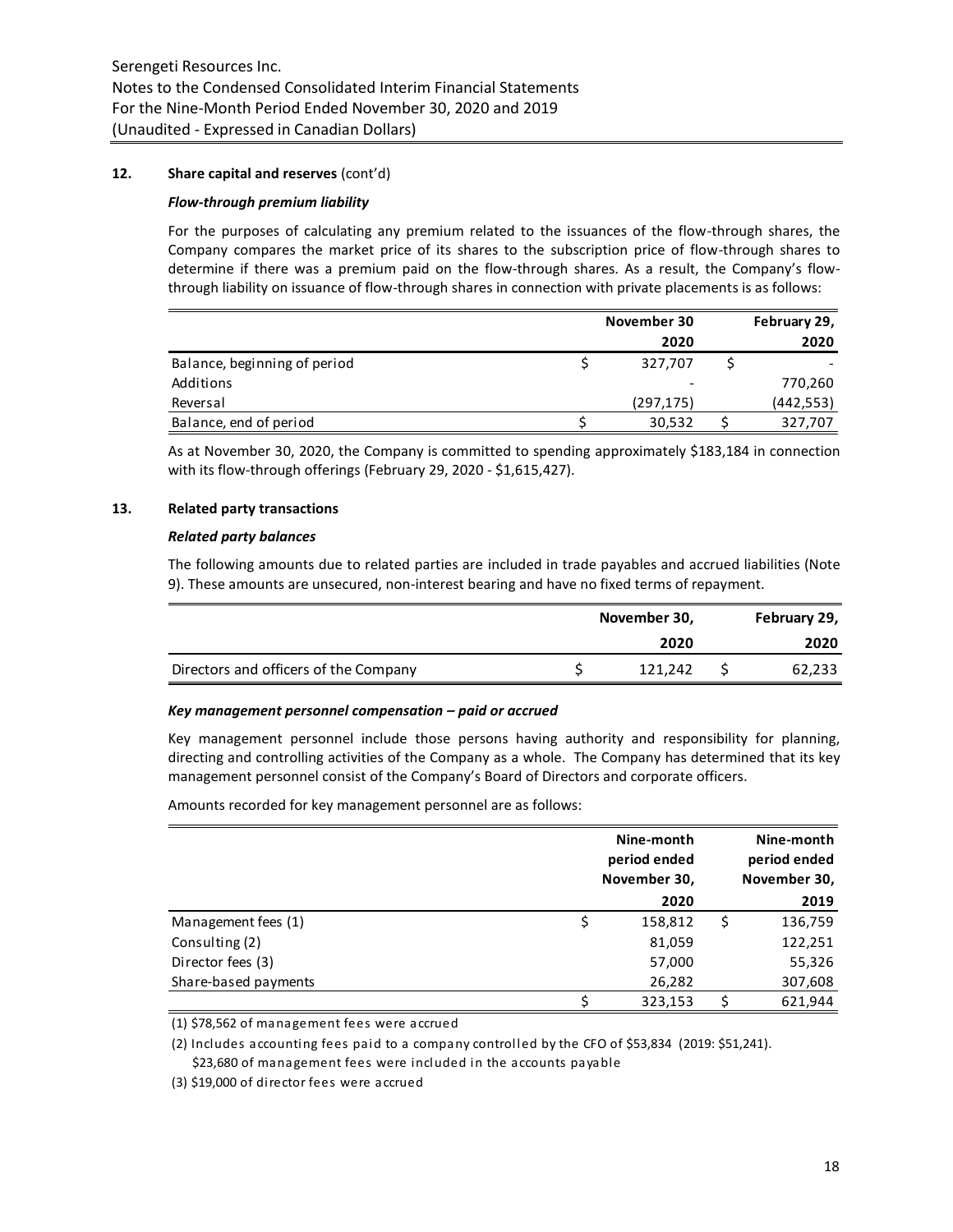## 12. Share capital and reserves (cont'd)

### *Flow-through premium liability*

For the purposes of calculating any premium related to the issuances of the flow-through shares, the Company compares the market price of its shares to the subscription price of flow-through shares to determine if there was a premium paid on the flow-through shares. As a result, the Company's flow-through liability on issuance of flow-through shares in connection with private placements is as follows:

| | November 30 2020 | February 29, 2020 |
|---|---|---|
| Balance, beginning of period | $ 327,707 | $ - |
| Additions | - | 770,260 |
| Reversal | (297,175) | (442,553) |
| Balance, end of period | $ 30,532 | $ 327,707 |

As at November 30, 2020, the Company is committed to spending approximately $183,184 in connection with its flow-through offerings (February 29, 2020 - $1,615,427).

## 13. Related party transactions

### *Related party balances*

The following amounts due to related parties are included in trade payables and accrued liabilities (Note 9). These amounts are unsecured, non-interest bearing and have no fixed terms of repayment.

| | November 30, 2020 | February 29, 2020 |
|---|---|---|
| Directors and officers of the Company | $ 121,242 | $ 62,233 |

### *Key management personnel compensation – paid or accrued*

Key management personnel include those persons having authority and responsibility for planning, directing and controlling activities of the Company as a whole. The Company has determined that its key management personnel consist of the Company's Board of Directors and corporate officers.

Amounts recorded for key management personnel are as follows:

| | Nine-month period ended November 30, 2020 | Nine-month period ended November 30, 2019 |
|---|---|---|
| Management fees (1) | $ 158,812 | $ 136,759 |
| Consulting (2) | 81,059 | 122,251 |
| Director fees (3) | 57,000 | 55,326 |
| Share-based payments | 26,282 | 307,608 |
| | $ 323,153 | $ 621,944 |

(1) $78,562 of management fees were accrued

(2) Includes accounting fees paid to a company controlled by the CFO of $53,834 (2019: $51,241).
$23,680 of management fees were included in the accounts payable

(3) $19,000 of director fees were accrued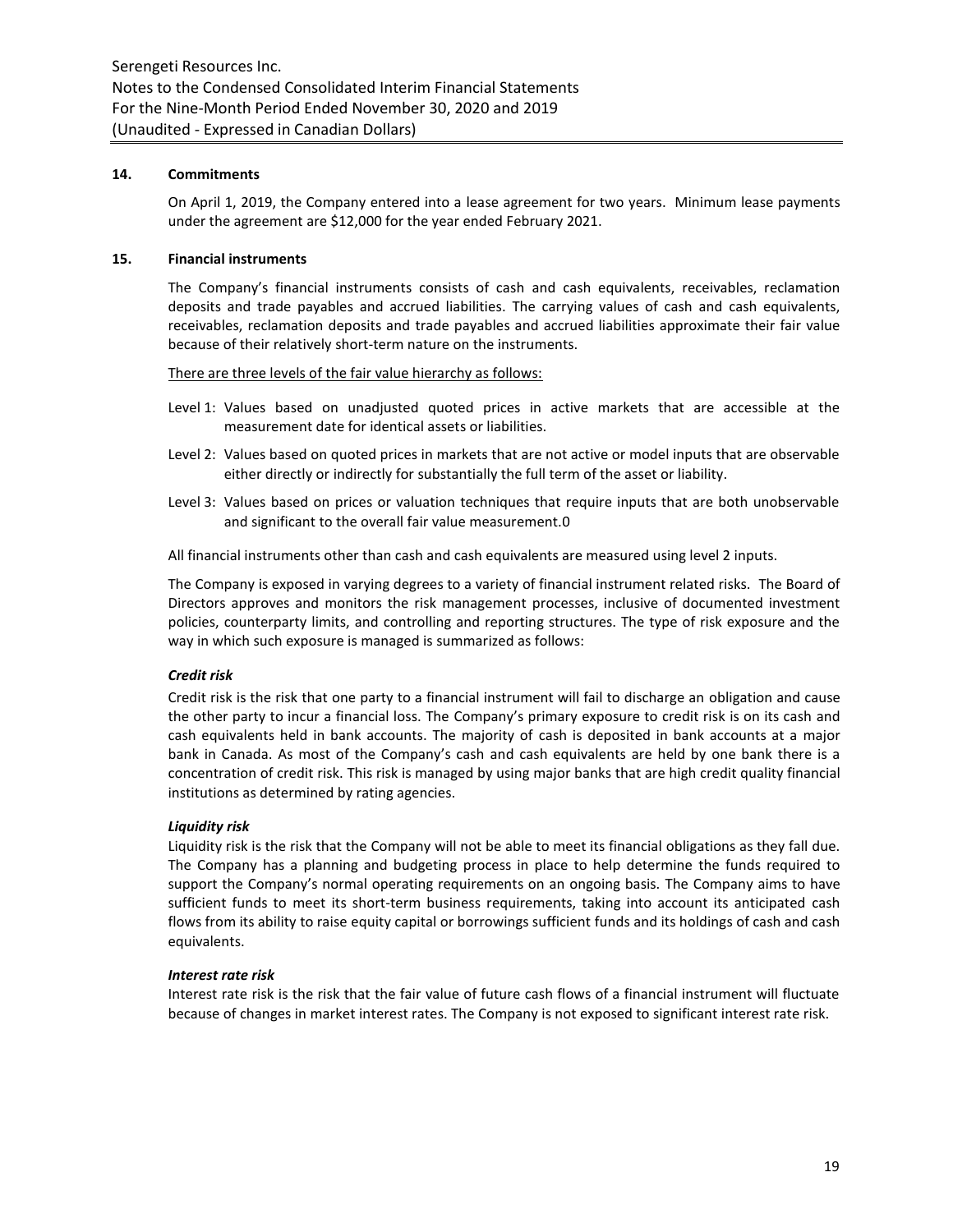### 14. Commitments

On April 1, 2019, the Company entered into a lease agreement for two years. Minimum lease payments under the agreement are $12,000 for the year ended February 2021.

### 15. Financial instruments

The Company's financial instruments consists of cash and cash equivalents, receivables, reclamation deposits and trade payables and accrued liabilities. The carrying values of cash and cash equivalents, receivables, reclamation deposits and trade payables and accrued liabilities approximate their fair value because of their relatively short-term nature on the instruments.

There are three levels of the fair value hierarchy as follows:

Level 1: Values based on unadjusted quoted prices in active markets that are accessible at the measurement date for identical assets or liabilities.

Level 2: Values based on quoted prices in markets that are not active or model inputs that are observable either directly or indirectly for substantially the full term of the asset or liability.

Level 3: Values based on prices or valuation techniques that require inputs that are both unobservable and significant to the overall fair value measurement.0

All financial instruments other than cash and cash equivalents are measured using level 2 inputs.

The Company is exposed in varying degrees to a variety of financial instrument related risks. The Board of Directors approves and monitors the risk management processes, inclusive of documented investment policies, counterparty limits, and controlling and reporting structures. The type of risk exposure and the way in which such exposure is managed is summarized as follows:

***Credit risk***

Credit risk is the risk that one party to a financial instrument will fail to discharge an obligation and cause the other party to incur a financial loss. The Company's primary exposure to credit risk is on its cash and cash equivalents held in bank accounts. The majority of cash is deposited in bank accounts at a major bank in Canada. As most of the Company's cash and cash equivalents are held by one bank there is a concentration of credit risk. This risk is managed by using major banks that are high credit quality financial institutions as determined by rating agencies.

***Liquidity risk***

Liquidity risk is the risk that the Company will not be able to meet its financial obligations as they fall due. The Company has a planning and budgeting process in place to help determine the funds required to support the Company's normal operating requirements on an ongoing basis. The Company aims to have sufficient funds to meet its short-term business requirements, taking into account its anticipated cash flows from its ability to raise equity capital or borrowings sufficient funds and its holdings of cash and cash equivalents.

***Interest rate risk***

Interest rate risk is the risk that the fair value of future cash flows of a financial instrument will fluctuate because of changes in market interest rates. The Company is not exposed to significant interest rate risk.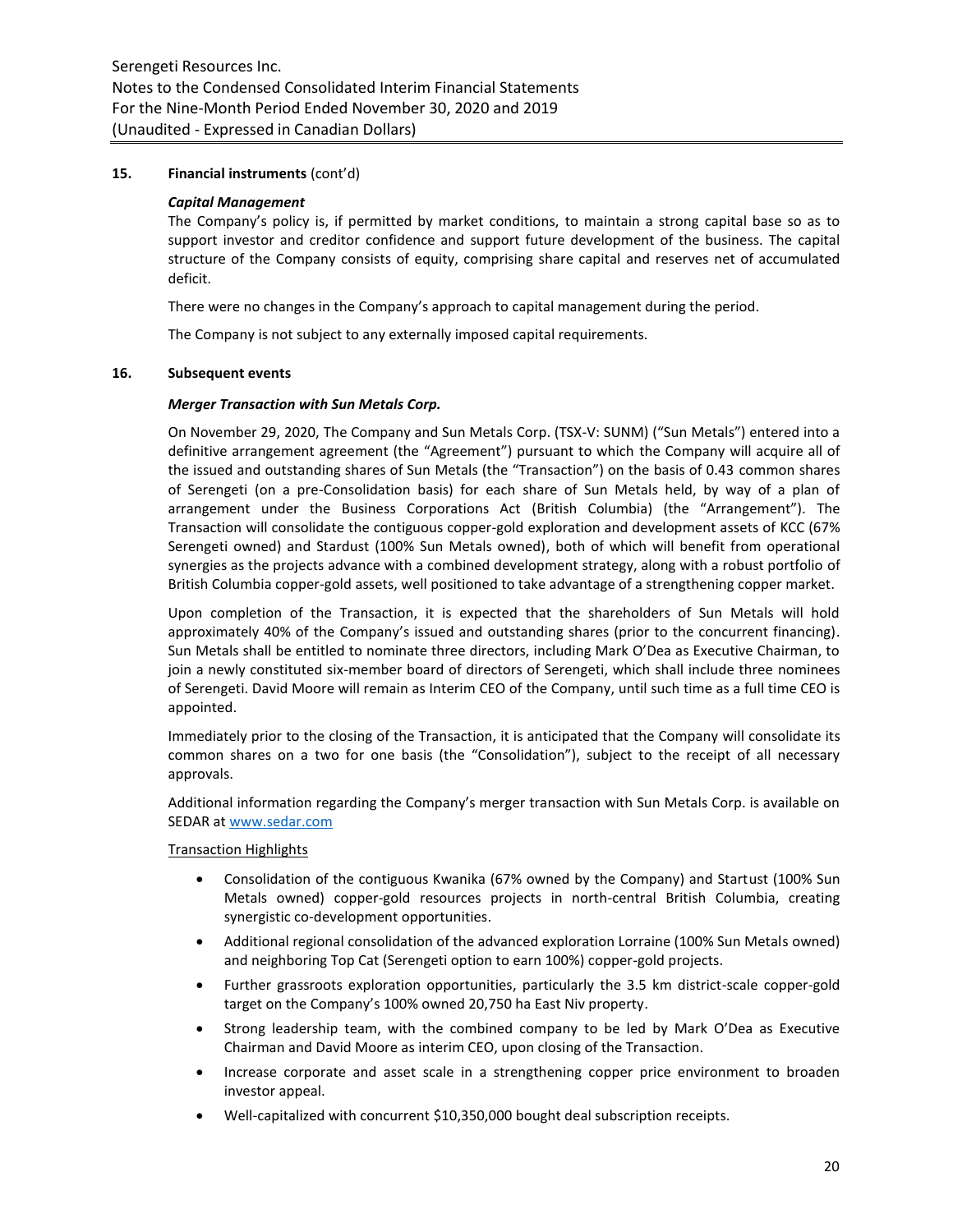## 15. Financial instruments (cont'd)

### *Capital Management*

The Company's policy is, if permitted by market conditions, to maintain a strong capital base so as to support investor and creditor confidence and support future development of the business. The capital structure of the Company consists of equity, comprising share capital and reserves net of accumulated deficit.

There were no changes in the Company's approach to capital management during the period.

The Company is not subject to any externally imposed capital requirements.

## 16. Subsequent events

### *Merger Transaction with Sun Metals Corp.*

On November 29, 2020, The Company and Sun Metals Corp. (TSX-V: SUNM) ("Sun Metals") entered into a definitive arrangement agreement (the "Agreement") pursuant to which the Company will acquire all of the issued and outstanding shares of Sun Metals (the "Transaction") on the basis of 0.43 common shares of Serengeti (on a pre-Consolidation basis) for each share of Sun Metals held, by way of a plan of arrangement under the Business Corporations Act (British Columbia) (the "Arrangement"). The Transaction will consolidate the contiguous copper-gold exploration and development assets of KCC (67% Serengeti owned) and Stardust (100% Sun Metals owned), both of which will benefit from operational synergies as the projects advance with a combined development strategy, along with a robust portfolio of British Columbia copper-gold assets, well positioned to take advantage of a strengthening copper market.

Upon completion of the Transaction, it is expected that the shareholders of Sun Metals will hold approximately 40% of the Company's issued and outstanding shares (prior to the concurrent financing). Sun Metals shall be entitled to nominate three directors, including Mark O'Dea as Executive Chairman, to join a newly constituted six-member board of directors of Serengeti, which shall include three nominees of Serengeti. David Moore will remain as Interim CEO of the Company, until such time as a full time CEO is appointed.

Immediately prior to the closing of the Transaction, it is anticipated that the Company will consolidate its common shares on a two for one basis (the "Consolidation"), subject to the receipt of all necessary approvals.

Additional information regarding the Company's merger transaction with Sun Metals Corp. is available on SEDAR at www.sedar.com

Transaction Highlights

- Consolidation of the contiguous Kwanika (67% owned by the Company) and Startust (100% Sun Metals owned) copper-gold resources projects in north-central British Columbia, creating synergistic co-development opportunities.
- Additional regional consolidation of the advanced exploration Lorraine (100% Sun Metals owned) and neighboring Top Cat (Serengeti option to earn 100%) copper-gold projects.
- Further grassroots exploration opportunities, particularly the 3.5 km district-scale copper-gold target on the Company's 100% owned 20,750 ha East Niv property.
- Strong leadership team, with the combined company to be led by Mark O'Dea as Executive Chairman and David Moore as interim CEO, upon closing of the Transaction.
- Increase corporate and asset scale in a strengthening copper price environment to broaden investor appeal.
- Well-capitalized with concurrent $10,350,000 bought deal subscription receipts.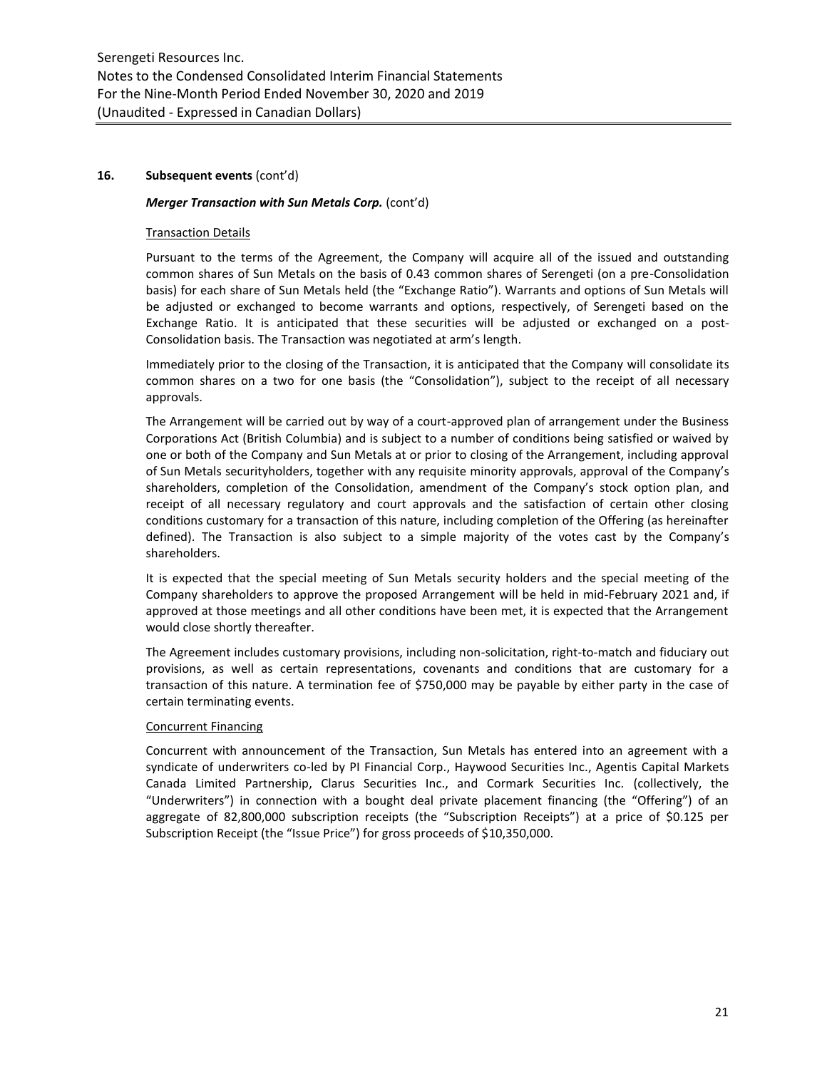## 16. Subsequent events (cont'd)

### *Merger Transaction with Sun Metals Corp.* (cont'd)

Transaction Details

Pursuant to the terms of the Agreement, the Company will acquire all of the issued and outstanding common shares of Sun Metals on the basis of 0.43 common shares of Serengeti (on a pre-Consolidation basis) for each share of Sun Metals held (the "Exchange Ratio"). Warrants and options of Sun Metals will be adjusted or exchanged to become warrants and options, respectively, of Serengeti based on the Exchange Ratio. It is anticipated that these securities will be adjusted or exchanged on a post-Consolidation basis. The Transaction was negotiated at arm's length.

Immediately prior to the closing of the Transaction, it is anticipated that the Company will consolidate its common shares on a two for one basis (the "Consolidation"), subject to the receipt of all necessary approvals.

The Arrangement will be carried out by way of a court-approved plan of arrangement under the Business Corporations Act (British Columbia) and is subject to a number of conditions being satisfied or waived by one or both of the Company and Sun Metals at or prior to closing of the Arrangement, including approval of Sun Metals securityholders, together with any requisite minority approvals, approval of the Company's shareholders, completion of the Consolidation, amendment of the Company's stock option plan, and receipt of all necessary regulatory and court approvals and the satisfaction of certain other closing conditions customary for a transaction of this nature, including completion of the Offering (as hereinafter defined). The Transaction is also subject to a simple majority of the votes cast by the Company's shareholders.

It is expected that the special meeting of Sun Metals security holders and the special meeting of the Company shareholders to approve the proposed Arrangement will be held in mid-February 2021 and, if approved at those meetings and all other conditions have been met, it is expected that the Arrangement would close shortly thereafter.

The Agreement includes customary provisions, including non-solicitation, right-to-match and fiduciary out provisions, as well as certain representations, covenants and conditions that are customary for a transaction of this nature. A termination fee of $750,000 may be payable by either party in the case of certain terminating events.

Concurrent Financing

Concurrent with announcement of the Transaction, Sun Metals has entered into an agreement with a syndicate of underwriters co-led by PI Financial Corp., Haywood Securities Inc., Agentis Capital Markets Canada Limited Partnership, Clarus Securities Inc., and Cormark Securities Inc. (collectively, the "Underwriters") in connection with a bought deal private placement financing (the "Offering") of an aggregate of 82,800,000 subscription receipts (the "Subscription Receipts") at a price of $0.125 per Subscription Receipt (the "Issue Price") for gross proceeds of $10,350,000.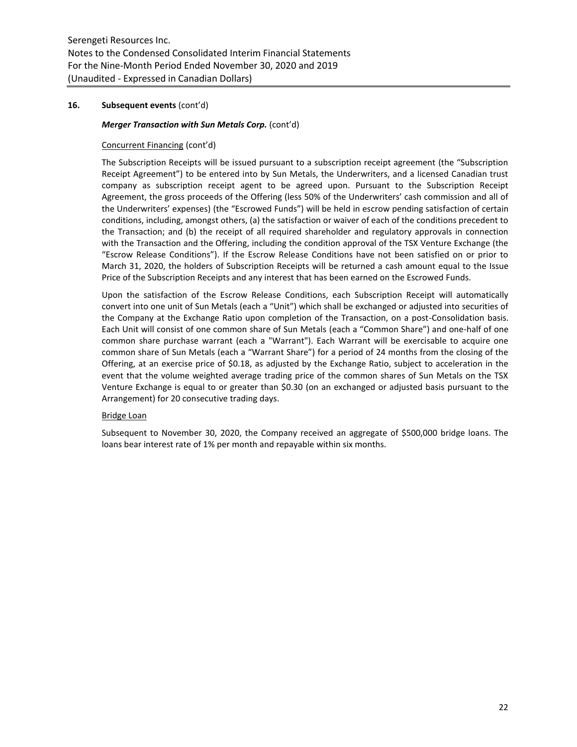## 16. Subsequent events (cont'd)

### *Merger Transaction with Sun Metals Corp.* (cont'd)

Concurrent Financing (cont'd)

The Subscription Receipts will be issued pursuant to a subscription receipt agreement (the "Subscription Receipt Agreement") to be entered into by Sun Metals, the Underwriters, and a licensed Canadian trust company as subscription receipt agent to be agreed upon. Pursuant to the Subscription Receipt Agreement, the gross proceeds of the Offering (less 50% of the Underwriters' cash commission and all of the Underwriters' expenses) (the "Escrowed Funds") will be held in escrow pending satisfaction of certain conditions, including, amongst others, (a) the satisfaction or waiver of each of the conditions precedent to the Transaction; and (b) the receipt of all required shareholder and regulatory approvals in connection with the Transaction and the Offering, including the condition approval of the TSX Venture Exchange (the "Escrow Release Conditions"). If the Escrow Release Conditions have not been satisfied on or prior to March 31, 2020, the holders of Subscription Receipts will be returned a cash amount equal to the Issue Price of the Subscription Receipts and any interest that has been earned on the Escrowed Funds.

Upon the satisfaction of the Escrow Release Conditions, each Subscription Receipt will automatically convert into one unit of Sun Metals (each a "Unit") which shall be exchanged or adjusted into securities of the Company at the Exchange Ratio upon completion of the Transaction, on a post-Consolidation basis. Each Unit will consist of one common share of Sun Metals (each a "Common Share") and one-half of one common share purchase warrant (each a "Warrant"). Each Warrant will be exercisable to acquire one common share of Sun Metals (each a "Warrant Share") for a period of 24 months from the closing of the Offering, at an exercise price of $0.18, as adjusted by the Exchange Ratio, subject to acceleration in the event that the volume weighted average trading price of the common shares of Sun Metals on the TSX Venture Exchange is equal to or greater than $0.30 (on an exchanged or adjusted basis pursuant to the Arrangement) for 20 consecutive trading days.

Bridge Loan

Subsequent to November 30, 2020, the Company received an aggregate of $500,000 bridge loans. The loans bear interest rate of 1% per month and repayable within six months.